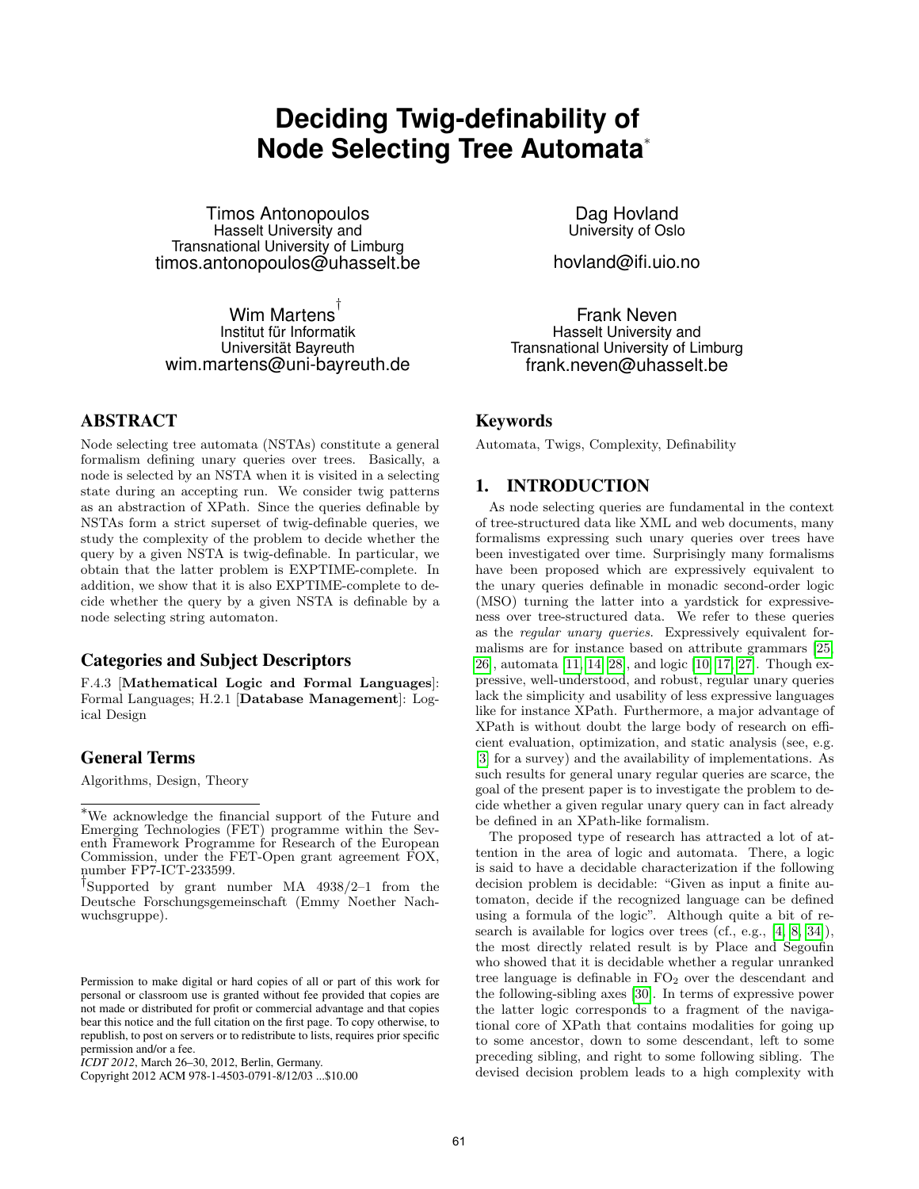# Deciding Twig-definability of Node Selecting Tree Automata[*]

Timos Antonopoulos
Hasselt University and
Transnational University of Limburg
timos.antonopoulos@uhasselt.be

Dag Hovland
University of Oslo
hovland@ifi.uio.no

Wim Martens[†]
Institut für Informatik
Universität Bayreuth
wim.martens@uni-bayreuth.de

Frank Neven
Hasselt University and
Transnational University of Limburg
frank.neven@uhasselt.be

## ABSTRACT

Node selecting tree automata (NSTAs) constitute a general formalism defining unary queries over trees. Basically, a node is selected by an NSTA when it is visited in a selecting state during an accepting run. We consider twig patterns as an abstraction of XPath. Since the queries definable by NSTAs form a strict superset of twig-definable queries, we study the complexity of the problem to decide whether the query by a given NSTA is twig-definable. In particular, we obtain that the latter problem is EXPTIME-complete. In addition, we show that it is also EXPTIME-complete to decide whether the query by a given NSTA is definable by a node selecting string automaton.

## Categories and Subject Descriptors

F.4.3 [**Mathematical Logic and Formal Languages**]: Formal Languages; H.2.1 [**Database Management**]: Logical Design

## General Terms

Algorithms, Design, Theory

[*]We acknowledge the financial support of the Future and Emerging Technologies (FET) programme within the Seventh Framework Programme for Research of the European Commission, under the FET-Open grant agreement FOX, number FP7-ICT-233599.

[†]Supported by grant number MA 4938/2–1 from the Deutsche Forschungsgemeinschaft (Emmy Noether Nachwuchsgruppe).

Permission to make digital or hard copies of all or part of this work for personal or classroom use is granted without fee provided that copies are not made or distributed for profit or commercial advantage and that copies bear this notice and the full citation on the first page. To copy otherwise, to republish, to post on servers or to redistribute to lists, requires prior specific permission and/or a fee.
*ICDT 2012*, March 26–30, 2012, Berlin, Germany.
Copyright 2012 ACM 978-1-4503-0791-8/12/03 ...$10.00

## Keywords

Automata, Twigs, Complexity, Definability

## 1. INTRODUCTION

As node selecting queries are fundamental in the context of tree-structured data like XML and web documents, many formalisms expressing such unary queries over trees have been investigated over time. Surprisingly many formalisms have been proposed which are expressively equivalent to the unary queries definable in monadic second-order logic (MSO) turning the latter into a yardstick for expressiveness over tree-structured data. We refer to these queries as the *regular unary queries*. Expressively equivalent formalisms are for instance based on attribute grammars [25, 26], automata [11, 14, 28], and logic [10, 17, 27]. Though expressive, well-understood, and robust, regular unary queries lack the simplicity and usability of less expressive languages like for instance XPath. Furthermore, a major advantage of XPath is without doubt the large body of research on efficient evaluation, optimization, and static analysis (see, e.g. [3] for a survey) and the availability of implementations. As such results for general unary regular queries are scarce, the goal of the present paper is to investigate the problem to decide whether a given regular unary query can in fact already be defined in an XPath-like formalism.

The proposed type of research has attracted a lot of attention in the area of logic and automata. There, a logic is said to have a decidable characterization if the following decision problem is decidable: "Given as input a finite automaton, decide if the recognized language can be defined using a formula of the logic". Although quite a bit of research is available for logics over trees (cf., e.g., [4, 8, 34]), the most directly related result is by Place and Segoufin who showed that it is decidable whether a regular unranked tree language is definable in $FO_2$ over the descendant and the following-sibling axes [30]. In terms of expressive power the latter logic corresponds to a fragment of the navigational core of XPath that contains modalities for going up to some ancestor, down to some descendant, left to some preceding sibling, and right to some following sibling. The devised decision problem leads to a high complexity with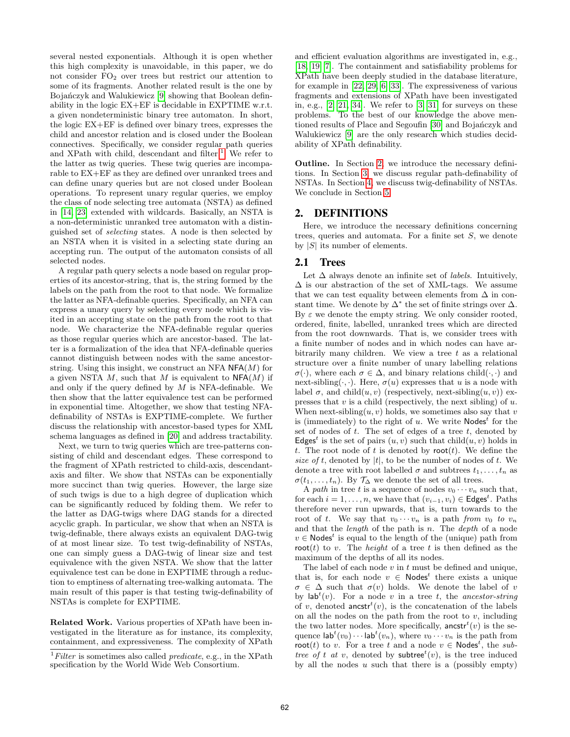several nested exponentials. Although it is open whether this high complexity is unavoidable, in this paper, we do not consider $FO_2$ over trees but restrict our attention to some of its fragments. Another related result is the one by Bojańczyk and Walukiewicz [9] showing that Boolean definability in the logic EX+EF is decidable in EXPTIME w.r.t. a given nondeterministic binary tree automaton. In short, the logic EX+EF is defined over binary trees, expresses the child and ancestor relation and is closed under the Boolean connectives. Specifically, we consider regular path queries and XPath with child, descendant and filter.[1] We refer to the latter as twig queries. These twig queries are incomparable to EX+EF as they are defined over unranked trees and can define unary queries but are not closed under Boolean operations. To represent unary regular queries, we employ the class of node selecting tree automata (NSTA) as defined in [14, 23] extended with wildcards. Basically, an NSTA is a non-deterministic unranked tree automaton with a distinguished set of *selecting* states. A node is then selected by an NSTA when it is visited in a selecting state during an accepting run. The output of the automaton consists of all selected nodes.

A regular path query selects a node based on regular properties of its ancestor-string, that is, the string formed by the labels on the path from the root to that node. We formalize the latter as NFA-definable queries. Specifically, an NFA can express a unary query by selecting every node which is visited in an accepting state on the path from the root to that node. We characterize the NFA-definable regular queries as those regular queries which are ancestor-based. The latter is a formalization of the idea that NFA-definable queries cannot distinguish between nodes with the same ancestor-string. Using this insight, we construct an NFA $\mathsf{NFA}(M)$ for a given NSTA $M$, such that $M$ is equivalent to $\mathsf{NFA}(M)$ if and only if the query defined by $M$ is NFA-definable. We then show that the latter equivalence test can be performed in exponential time. Altogether, we show that testing NFA-definability of NSTAs is EXPTIME-complete. We further discuss the relationship with ancestor-based types for XML schema languages as defined in [20] and address tractability.

Next, we turn to twig queries which are tree-patterns consisting of child and descendant edges. These correspond to the fragment of XPath restricted to child-axis, descendant-axis and filter. We show that NSTAs can be exponentially more succinct than twig queries. However, the large size of such twigs is due to a high degree of duplication which can be significantly reduced by folding them. We refer to the latter as DAG-twigs where DAG stands for a directed acyclic graph. In particular, we show that when an NSTA is twig-definable, there always exists an equivalent DAG-twig of at most linear size. To test twig-definability of NSTAs, one can simply guess a DAG-twig of linear size and test equivalence with the given NSTA. We show that the latter equivalence test can be done in EXPTIME through a reduction to emptiness of alternating tree-walking automata. The main result of this paper is that testing twig-definability of NSTAs is complete for EXPTIME.

**Related Work.** Various properties of XPath have been investigated in the literature as for instance, its complexity, containment, and expressiveness. The complexity of XPath and efficient evaluation algorithms are investigated in, e.g., [18, 19, 7]. The containment and satisfiability problems for XPath have been deeply studied in the database literature, for example in [22, 29, 6, 33]. The expressiveness of various fragments and extensions of XPath have been investigated in, e.g., [2, 21, 34]. We refer to [3, 31] for surveys on these problems. To the best of our knowledge the above mentioned results of Place and Segoufin [30] and Bojańczyk and Walukiewicz [9] are the only research which studies decidability of XPath definability.

**Outline.** In Section 2, we introduce the necessary definitions. In Section 3, we discuss regular path-definability of NSTAs. In Section 4, we discuss twig-definability of NSTAs. We conclude in Section 5.

[1] *Filter* is sometimes also called *predicate*, e.g., in the XPath specification by the World Wide Web Consortium.

## 2. DEFINITIONS

Here, we introduce the necessary definitions concerning trees, queries and automata. For a finite set $S$, we denote by $|S|$ its number of elements.

### 2.1 Trees

Let $\Delta$ always denote an infinite set of *labels*. Intuitively, $\Delta$ is our abstraction of the set of XML-tags. We assume that we can test equality between elements from $\Delta$ in constant time. We denote by $\Delta^*$ the set of finite strings over $\Delta$. By $\varepsilon$ we denote the empty string. We only consider rooted, ordered, finite, labelled, unranked trees which are directed from the root downwards. That is, we consider trees with a finite number of nodes and in which nodes can have arbitrarily many children. We view a tree $t$ as a relational structure over a finite number of unary labelling relations $\sigma(\cdot)$, where each $\sigma \in \Delta$, and binary relations child$(\cdot,\cdot)$ and next-sibling$(\cdot,\cdot)$. Here, $\sigma(u)$ expresses that $u$ is a node with label $\sigma$, and child$(u,v)$ (respectively, next-sibling$(u,v)$) expresses that $v$ is a child (respectively, the next sibling) of $u$. When next-sibling$(u,v)$ holds, we sometimes also say that $v$ is (immediately) to the right of $u$. We write $\mathsf{Nodes}^t$ for the set of nodes of $t$. The set of edges of a tree $t$, denoted by $\mathsf{Edges}^t$ is the set of pairs $(u,v)$ such that child$(u,v)$ holds in $t$. The root node of $t$ is denoted by $\mathsf{root}(t)$. We define the *size of* $t$, denoted by $|t|$, to be the number of nodes of $t$. We denote a tree with root labelled $\sigma$ and subtrees $t_1,\ldots,t_n$ as $\sigma(t_1,\ldots,t_n)$. By $\mathcal{T}_\Delta$ we denote the set of all trees.

A *path* in tree $t$ is a sequence of nodes $v_0 \cdots v_n$ such that, for each $i = 1,\ldots,n$, we have that $(v_{i-1}, v_i) \in \mathsf{Edges}^t$. Paths therefore never run upwards, that is, turn towards to the root of $t$. We say that $v_0 \cdots v_n$ is a path *from* $v_0$ *to* $v_n$ and that the *length* of the path is $n$. The *depth* of a node $v \in \mathsf{Nodes}^t$ is equal to the length of the (unique) path from $\mathsf{root}(t)$ to $v$. The *height* of a tree $t$ is then defined as the maximum of the depths of all its nodes.

The label of each node $v$ in $t$ must be defined and unique, that is, for each node $v \in \mathsf{Nodes}^t$ there exists a unique $\sigma \in \Delta$ such that $\sigma(v)$ holds. We denote the label of $v$ by $\mathsf{lab}^t(v)$. For a node $v$ in a tree $t$, the *ancestor-string* of $v$, denoted $\mathsf{ancstr}^t(v)$, is the concatenation of the labels on all the nodes on the path from the root to $v$, including the two latter nodes. More specifically, $\mathsf{ancstr}^t(v)$ is the sequence $\mathsf{lab}^t(v_0)\cdots\mathsf{lab}^t(v_n)$, where $v_0 \cdots v_n$ is the path from $\mathsf{root}(t)$ to $v$. For a tree $t$ and a node $v \in \mathsf{Nodes}^t$, the *subtree of* $t$ *at* $v$, denoted by $\mathsf{subtree}^t(v)$, is the tree induced by all the nodes $u$ such that there is a (possibly empty)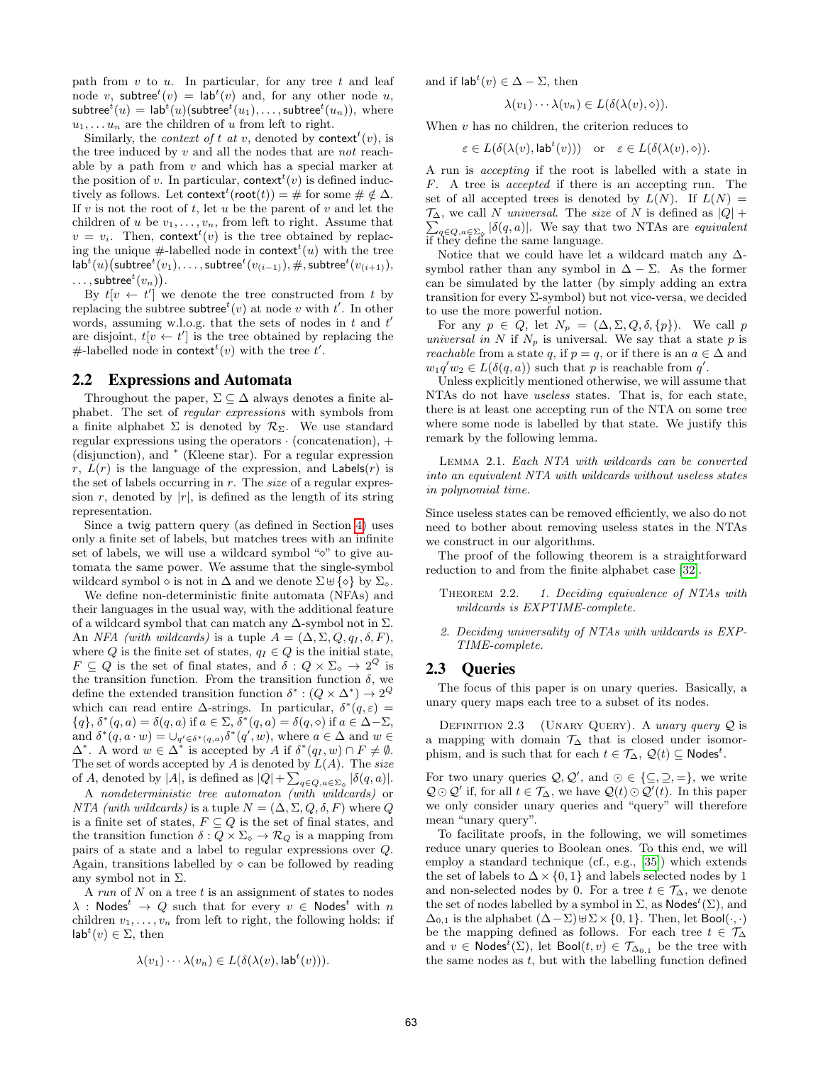path from $v$ to $u$. In particular, for any tree $t$ and leaf node $v$, $\mathsf{subtree}^t(v) = \mathsf{lab}^t(v)$ and, for any other node $u$, $\mathsf{subtree}^t(u) = \mathsf{lab}^t(u)(\mathsf{subtree}^t(u_1), \ldots, \mathsf{subtree}^t(u_n))$, where $u_1, \ldots u_n$ are the children of $u$ from left to right.

Similarly, the *context of* $t$ *at* $v$, denoted by $\mathsf{context}^t(v)$, is the tree induced by $v$ and all the nodes that are *not* reachable by a path from $v$ and which has a special marker at the position of $v$. In particular, $\mathsf{context}^t(v)$ is defined inductively as follows. Let $\mathsf{context}^t(\mathsf{root}(t)) = \#$ for some $\# \notin \Delta$. If $v$ is not the root of $t$, let $u$ be the parent of $v$ and let the children of $u$ be $v_1, \ldots, v_n$, from left to right. Assume that $v = v_i$. Then, $\mathsf{context}^t(v)$ is the tree obtained by replacing the unique $\#$-labelled node in $\mathsf{context}^t(u)$ with the tree $\mathsf{lab}^t(u)\big(\mathsf{subtree}^t(v_1), \ldots, \mathsf{subtree}^t(v_{(i-1)}), \#, \mathsf{subtree}^t(v_{(i+1)}), \ldots, \mathsf{subtree}^t(v_n)\big)$.

By $t[v \leftarrow t']$ we denote the tree constructed from $t$ by replacing the subtree $\mathsf{subtree}^t(v)$ at node $v$ with $t'$. In other words, assuming w.l.o.g. that the sets of nodes in $t$ and $t'$ are disjoint, $t[v \leftarrow t']$ is the tree obtained by replacing the $\#$-labelled node in $\mathsf{context}^t(v)$ with the tree $t'$.

## 2.2 Expressions and Automata

Throughout the paper, $\Sigma \subseteq \Delta$ always denotes a finite alphabet. The set of *regular expressions* with symbols from a finite alphabet $\Sigma$ is denoted by $\mathcal{R}_\Sigma$. We use standard regular expressions using the operators $\cdot$ (concatenation), $+$ (disjunction), and $^*$ (Kleene star). For a regular expression $r$, $L(r)$ is the language of the expression, and $\mathsf{Labels}(r)$ is the set of labels occurring in $r$. The *size* of a regular expression $r$, denoted by $|r|$, is defined as the length of its string representation.

Since a twig pattern query (as defined in Section 4) uses only a finite set of labels, but matches trees with an infinite set of labels, we will use a wildcard symbol "$\diamond$" to give automata the same power. We assume that the single-symbol wildcard symbol $\diamond$ is not in $\Delta$ and we denote $\Sigma \uplus \{\diamond\}$ by $\Sigma_\diamond$.

We define non-deterministic finite automata (NFAs) and their languages in the usual way, with the additional feature of a wildcard symbol that can match any $\Delta$-symbol not in $\Sigma$. An *NFA (with wildcards)* is a tuple $A = (\Delta, \Sigma, Q, q_I, \delta, F)$, where $Q$ is the finite set of states, $q_I \in Q$ is the initial state, $F \subseteq Q$ is the set of final states, and $\delta : Q \times \Sigma_\diamond \to 2^Q$ is the transition function. From the transition function $\delta$, we define the extended transition function $\delta^* : (Q \times \Delta^*) \to 2^Q$ which can read entire $\Delta$-strings. In particular, $\delta^*(q, \varepsilon) = \{q\}$, $\delta^*(q, a) = \delta(q, a)$ if $a \in \Sigma$, $\delta^*(q, a) = \delta(q, \diamond)$ if $a \in \Delta - \Sigma$, and $\delta^*(q, a \cdot w) = \cup_{q' \in \delta^*(q,a)} \delta^*(q', w)$, where $a \in \Delta$ and $w \in \Delta^*$. A word $w \in \Delta^*$ is accepted by $A$ if $\delta^*(q_I, w) \cap F \neq \emptyset$. The set of words accepted by $A$ is denoted by $L(A)$. The *size* of $A$, denoted by $|A|$, is defined as $|Q| + \sum_{q \in Q, a \in \Sigma_\diamond} |\delta(q, a)|$.

A *nondeterministic tree automaton (with wildcards)* or *NTA (with wildcards)* is a tuple $N = (\Delta, \Sigma, Q, \delta, F)$ where $Q$ is a finite set of states, $F \subseteq Q$ is the set of final states, and the transition function $\delta : Q \times \Sigma_\diamond \to \mathcal{R}_Q$ is a mapping from pairs of a state and a label to regular expressions over $Q$. Again, transitions labelled by $\diamond$ can be followed by reading any symbol not in $\Sigma$.

A *run* of $N$ on a tree $t$ is an assignment of states to nodes $\lambda : \mathsf{Nodes}^t \to Q$ such that for every $v \in \mathsf{Nodes}^t$ with $n$ children $v_1, \ldots, v_n$ from left to right, the following holds: if $\mathsf{lab}^t(v) \in \Sigma$, then

$$\lambda(v_1) \cdots \lambda(v_n) \in L(\delta(\lambda(v), \mathsf{lab}^t(v))).$$

and if $\mathsf{lab}^t(v) \in \Delta - \Sigma$, then

$$\lambda(v_1) \cdots \lambda(v_n) \in L(\delta(\lambda(v), \diamond)).$$

When $v$ has no children, the criterion reduces to

$$\varepsilon \in L(\delta(\lambda(v), \mathsf{lab}^t(v))) \quad \text{or} \quad \varepsilon \in L(\delta(\lambda(v), \diamond)).$$

A run is *accepting* if the root is labelled with a state in $F$. A tree is *accepted* if there is an accepting run. The set of all accepted trees is denoted by $L(N)$. If $L(N) = \mathcal{T}_\Delta$, we call $N$ *universal*. The *size* of $N$ is defined as $|Q| + \sum_{q \in Q, a \in \Sigma_\diamond} |\delta(q, a)|$. We say that two NTAs are *equivalent* if they define the same language.

Notice that we could have let a wildcard match any $\Delta$-symbol rather than any symbol in $\Delta - \Sigma$. As the former can be simulated by the latter (by simply adding an extra transition for every $\Sigma$-symbol) but not vice-versa, we decided to use the more powerful notion.

For any $p \in Q$, let $N_p = (\Delta, \Sigma, Q, \delta, \{p\})$. We call $p$ *universal in* $N$ if $N_p$ is universal. We say that a state $p$ is *reachable* from a state $q$, if $p = q$, or if there is an $a \in \Delta$ and $w_1 q' w_2 \in L(\delta(q, a))$ such that $p$ is reachable from $q'$.

Unless explicitly mentioned otherwise, we will assume that NTAs do not have *useless* states. That is, for each state, there is at least one accepting run of the NTA on some tree where some node is labelled by that state. We justify this remark by the following lemma.

Lemma 2.1. *Each NTA with wildcards can be converted into an equivalent NTA with wildcards without useless states in polynomial time.*

Since useless states can be removed efficiently, we also do not need to bother about removing useless states in the NTAs we construct in our algorithms.

The proof of the following theorem is a straightforward reduction to and from the finite alphabet case [32].

Theorem 2.2. *1. Deciding equivalence of NTAs with wildcards is EXPTIME-complete.*

*2. Deciding universality of NTAs with wildcards is EXPTIME-complete.*

## 2.3 Queries

The focus of this paper is on unary queries. Basically, a unary query maps each tree to a subset of its nodes.

Definition 2.3 (Unary Query). *A unary query* $\mathcal{Q}$ *is a mapping with domain* $\mathcal{T}_\Delta$ *that is closed under isomorphism, and is such that for each* $t \in \mathcal{T}_\Delta$, $\mathcal{Q}(t) \subseteq \mathsf{Nodes}^t$.

For two unary queries $\mathcal{Q}, \mathcal{Q}'$, and $\odot \in \{\subseteq, \supseteq, =\}$, we write $\mathcal{Q} \odot \mathcal{Q}'$ if, for all $t \in \mathcal{T}_\Delta$, we have $\mathcal{Q}(t) \odot \mathcal{Q}'(t)$. In this paper we only consider unary queries and "query" will therefore mean "unary query".

To facilitate proofs, in the following, we will sometimes reduce unary queries to Boolean ones. To this end, we will employ a standard technique (cf., e.g., [35]) which extends the set of labels to $\Delta \times \{0, 1\}$ and labels selected nodes by 1 and non-selected nodes by 0. For a tree $t \in \mathcal{T}_\Delta$, we denote the set of nodes labelled by a symbol in $\Sigma$, as $\mathsf{Nodes}^t(\Sigma)$, and $\Delta_{0,1}$ is the alphabet $(\Delta - \Sigma) \uplus \Sigma \times \{0, 1\}$. Then, let $\mathsf{Bool}(\cdot, \cdot)$ be the mapping defined as follows. For each tree $t \in \mathcal{T}_\Delta$ and $v \in \mathsf{Nodes}^t(\Sigma)$, let $\mathsf{Bool}(t, v) \in \mathcal{T}_{\Delta_{0,1}}$ be the tree with the same nodes as $t$, but with the labelling function defined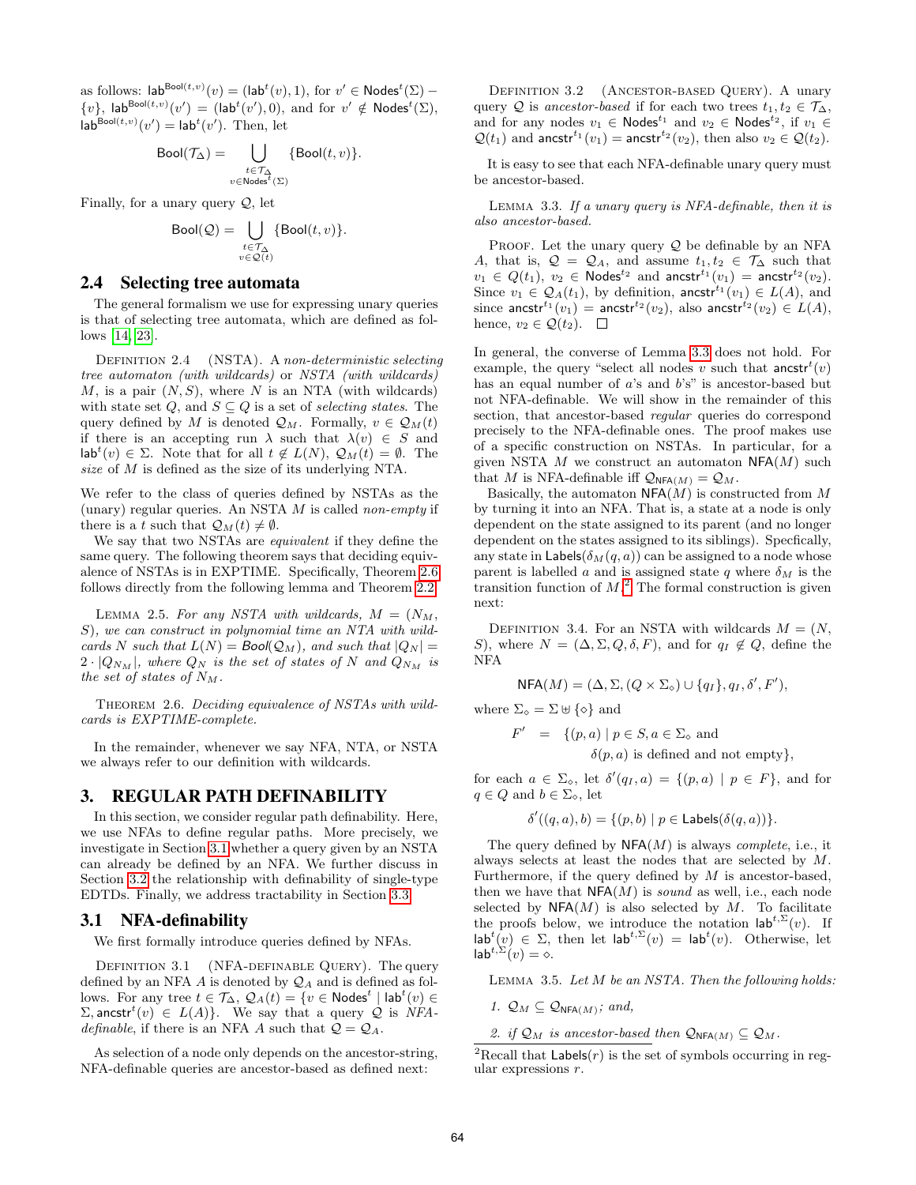as follows: $\mathsf{lab}^{\mathsf{Bool}(t,v)}(v) = (\mathsf{lab}^t(v), 1)$, for $v' \in \mathsf{Nodes}^t(\Sigma) - \{v\}$, $\mathsf{lab}^{\mathsf{Bool}(t,v)}(v') = (\mathsf{lab}^t(v'), 0)$, and for $v' \notin \mathsf{Nodes}^t(\Sigma)$, $\mathsf{lab}^{\mathsf{Bool}(t,v)}(v') = \mathsf{lab}^t(v')$. Then, let

$$\mathsf{Bool}(\mathcal{T}_\Delta) = \bigcup_{\substack{t \in \mathcal{T}_\Delta \\ v \in \mathsf{Nodes}^t(\Sigma)}} \{\mathsf{Bool}(t, v)\}.$$

Finally, for a unary query $\mathcal{Q}$, let

$$\mathsf{Bool}(\mathcal{Q}) = \bigcup_{\substack{t \in \mathcal{T}_\Delta \\ v \in \mathcal{Q}(t)}} \{\mathsf{Bool}(t, v)\}.$$

## 2.4 Selecting tree automata

The general formalism we use for expressing unary queries is that of selecting tree automata, which are defined as follows [14, 23].

Definition 2.4 (NSTA). A *non-deterministic selecting tree automaton (with wildcards)* or *NSTA (with wildcards)* $M$, is a pair $(N, S)$, where $N$ is an NTA (with wildcards) with state set $Q$, and $S \subseteq Q$ is a set of *selecting states*. The query defined by $M$ is denoted $\mathcal{Q}_M$. Formally, $v \in \mathcal{Q}_M(t)$ if there is an accepting run $\lambda$ such that $\lambda(v) \in S$ and $\mathsf{lab}^t(v) \in \Sigma$. Note that for all $t \notin L(N)$, $\mathcal{Q}_M(t) = \emptyset$. The *size* of $M$ is defined as the size of its underlying NTA.

We refer to the class of queries defined by NSTAs as the (unary) regular queries. An NSTA $M$ is called *non-empty* if there is a $t$ such that $\mathcal{Q}_M(t) \neq \emptyset$.

We say that two NSTAs are *equivalent* if they define the same query. The following theorem says that deciding equivalence of NSTAs is in EXPTIME. Specifically, Theorem 2.6 follows directly from the following lemma and Theorem 2.2.

Lemma 2.5. *For any NSTA with wildcards, $M = (N_M, S)$, we can construct in polynomial time an NTA with wildcards $N$ such that $L(N) = \mathit{Bool}(\mathcal{Q}_M)$, and such that $|Q_N| = 2 \cdot |Q_{N_M}|$, where $Q_N$ is the set of states of $N$ and $Q_{N_M}$ is the set of states of $N_M$.*

Theorem 2.6. *Deciding equivalence of NSTAs with wildcards is EXPTIME-complete.*

In the remainder, whenever we say NFA, NTA, or NSTA we always refer to our definition with wildcards.

# 3. REGULAR PATH DEFINABILITY

In this section, we consider regular path definability. Here, we use NFAs to define regular paths. More precisely, we investigate in Section 3.1 whether a query given by an NSTA can already be defined by an NFA. We further discuss in Section 3.2 the relationship with definability of single-type EDTDs. Finally, we address tractability in Section 3.3.

## 3.1 NFA-definability

We first formally introduce queries defined by NFAs.

Definition 3.1 (NFA-definable Query). The query defined by an NFA $A$ is denoted by $\mathcal{Q}_A$ and is defined as follows. For any tree $t \in \mathcal{T}_\Delta$, $\mathcal{Q}_A(t) = \{v \in \mathsf{Nodes}^t \mid \mathsf{lab}^t(v) \in \Sigma, \mathsf{ancstr}^t(v) \in L(A)\}$. We say that a query $\mathcal{Q}$ is *NFA-definable*, if there is an NFA $A$ such that $\mathcal{Q} = \mathcal{Q}_A$.

As selection of a node only depends on the ancestor-string, NFA-definable queries are ancestor-based as defined next:

Definition 3.2 (Ancestor-based Query). A unary query $\mathcal{Q}$ is *ancestor-based* if for each two trees $t_1, t_2 \in \mathcal{T}_\Delta$, and for any nodes $v_1 \in \mathsf{Nodes}^{t_1}$ and $v_2 \in \mathsf{Nodes}^{t_2}$, if $v_1 \in \mathcal{Q}(t_1)$ and $\mathsf{ancstr}^{t_1}(v_1) = \mathsf{ancstr}^{t_2}(v_2)$, then also $v_2 \in \mathcal{Q}(t_2)$.

It is easy to see that each NFA-definable unary query must be ancestor-based.

Lemma 3.3. *If a unary query is NFA-definable, then it is also ancestor-based.*

Proof. Let the unary query $\mathcal{Q}$ be definable by an NFA $A$, that is, $\mathcal{Q} = \mathcal{Q}_A$, and assume $t_1, t_2 \in \mathcal{T}_\Delta$ such that $v_1 \in Q(t_1)$, $v_2 \in \mathsf{Nodes}^{t_2}$ and $\mathsf{ancstr}^{t_1}(v_1) = \mathsf{ancstr}^{t_2}(v_2)$. Since $v_1 \in \mathcal{Q}_A(t_1)$, by definition, $\mathsf{ancstr}^{t_1}(v_1) \in L(A)$, and since $\mathsf{ancstr}^{t_1}(v_1) = \mathsf{ancstr}^{t_2}(v_2)$, also $\mathsf{ancstr}^{t_2}(v_2) \in L(A)$, hence, $v_2 \in \mathcal{Q}(t_2)$. □

In general, the converse of Lemma 3.3 does not hold. For example, the query "select all nodes $v$ such that $\mathsf{ancstr}^t(v)$ has an equal number of $a$'s and $b$'s" is ancestor-based but not NFA-definable. We will show in the remainder of this section, that ancestor-based *regular* queries do correspond precisely to the NFA-definable ones. The proof makes use of a specific construction on NSTAs. In particular, for a given NSTA $M$ we construct an automaton $\mathsf{NFA}(M)$ such that $M$ is NFA-definable iff $\mathcal{Q}_{\mathsf{NFA}(M)} = \mathcal{Q}_M$.

Basically, the automaton $\mathsf{NFA}(M)$ is constructed from $M$ by turning it into an NFA. That is, a state at a node is only dependent on the state assigned to its parent (and no longer dependent on the states assigned to its siblings). Specfically, any state in $\mathsf{Labels}(\delta_M(q, a))$ can be assigned to a node whose parent is labelled $a$ and is assigned state $q$ where $\delta_M$ is the transition function of $M$.[2] The formal construction is given next:

Definition 3.4. For an NSTA with wildcards $M = (N, S)$, where $N = (\Delta, \Sigma, Q, \delta, F)$, and for $q_I \notin Q$, define the NFA

$$\mathsf{NFA}(M) = (\Delta, \Sigma, (Q \times \Sigma_\diamond) \cup \{q_I\}, q_I, \delta', F'),$$

where $\Sigma_\diamond = \Sigma \uplus \{\diamond\}$ and

$$F' = \{(p, a) \mid p \in S, a \in \Sigma_\diamond \text{ and } \delta(p, a) \text{ is defined and not empty}\},$$

for each $a \in \Sigma_\diamond$, let $\delta'(q_I, a) = \{(p, a) \mid p \in F\}$, and for $q \in Q$ and $b \in \Sigma_\diamond$, let

$$\delta'((q, a), b) = \{(p, b) \mid p \in \mathsf{Labels}(\delta(q, a))\}.$$

The query defined by $\mathsf{NFA}(M)$ is always *complete*, i.e., it always selects at least the nodes that are selected by $M$. Furthermore, if the query defined by $M$ is ancestor-based, then we have that $\mathsf{NFA}(M)$ is *sound* as well, i.e., each node selected by $\mathsf{NFA}(M)$ is also selected by $M$. To facilitate the proofs below, we introduce the notation $\mathsf{lab}^{t,\Sigma}(v)$. If $\mathsf{lab}^t(v) \in \Sigma$, then let $\mathsf{lab}^{t,\Sigma}(v) = \mathsf{lab}^t(v)$. Otherwise, let $\mathsf{lab}^{t,\Sigma}(v) = \diamond$.

Lemma 3.5. *Let $M$ be an NSTA. Then the following holds:*

1. *$\mathcal{Q}_M \subseteq \mathcal{Q}_{\mathsf{NFA}(M)}$; and,*
2. *if $\mathcal{Q}_M$ is ancestor-based then $\mathcal{Q}_{\mathsf{NFA}(M)} \subseteq \mathcal{Q}_M$.*

[2] Recall that $\mathsf{Labels}(r)$ is the set of symbols occurring in regular expressions $r$.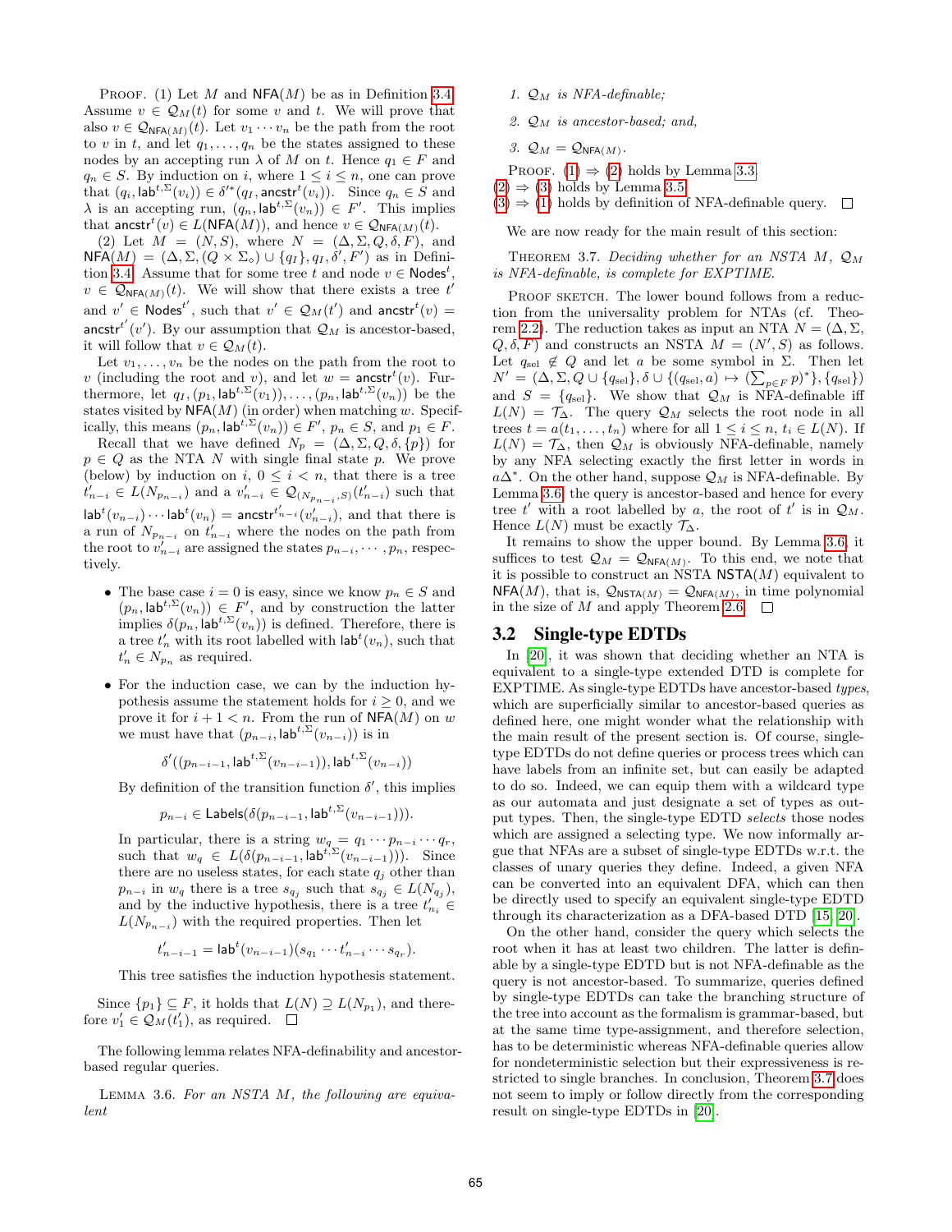PROOF. (1) Let $M$ and $\mathsf{NFA}(M)$ be as in Definition 3.4. Assume $v \in \mathcal{Q}_M(t)$ for some $v$ and $t$. We will prove that also $v \in \mathcal{Q}_{\mathsf{NFA}(M)}(t)$. Let $v_1 \cdots v_n$ be the path from the root to $v$ in $t$, and let $q_1, \ldots, q_n$ be the states assigned to these nodes by an accepting run $\lambda$ of $M$ on $t$. Hence $q_1 \in F$ and $q_n \in S$. By induction on $i$, where $1 \leq i \leq n$, one can prove that $(q_i, \mathsf{lab}^{t,\Sigma}(v_i)) \in \delta'^*(q_I, \mathsf{ancstr}^t(v_i))$. Since $q_n \in S$ and $\lambda$ is an accepting run, $(q_n, \mathsf{lab}^{t,\Sigma}(v_n)) \in F'$. This implies that $\mathsf{ancstr}^t(v) \in L(\mathsf{NFA}(M))$, and hence $v \in \mathcal{Q}_{\mathsf{NFA}(M)}(t)$.

(2) Let $M = (N, S)$, where $N = (\Delta, \Sigma, Q, \delta, F)$, and $\mathsf{NFA}(M) = (\Delta, \Sigma, (Q \times \Sigma_\diamond) \cup \{q_I\}, q_I, \delta', F')$ as in Definition 3.4. Assume that for some tree $t$ and node $v \in \mathsf{Nodes}^t$, $v \in \mathcal{Q}_{\mathsf{NFA}(M)}(t)$. We will show that there exists a tree $t'$ and $v' \in \mathsf{Nodes}^{t'}$, such that $v' \in \mathcal{Q}_M(t')$ and $\mathsf{ancstr}^t(v) = \mathsf{ancstr}^{t'}(v')$. By our assumption that $\mathcal{Q}_M$ is ancestor-based, it will follow that $v \in \mathcal{Q}_M(t)$.

Let $v_1, \ldots, v_n$ be the nodes on the path from the root to $v$ (including the root and $v$), and let $w = \mathsf{ancstr}^t(v)$. Furthermore, let $q_I, (p_1, \mathsf{lab}^{t,\Sigma}(v_1)), \ldots, (p_n, \mathsf{lab}^{t,\Sigma}(v_n))$ be the states visited by $\mathsf{NFA}(M)$ (in order) when matching $w$. Specifically, this means $(p_n, \mathsf{lab}^{t,\Sigma}(v_n)) \in F'$, $p_n \in S$, and $p_1 \in F$.

Recall that we have defined $N_p = (\Delta, \Sigma, Q, \delta, \{p\})$ for $p \in Q$ as the NTA $N$ with single final state $p$. We prove (below) by induction on $i$, $0 \leq i < n$, that there is a tree $t'_{n-i} \in L(N_{p_{n-i}})$ and a $v'_{n-i} \in \mathcal{Q}_{(N_{p_{n-i}}, S)}(t'_{n-i})$ such that $\mathsf{lab}^t(v_{n-i}) \cdots \mathsf{lab}^t(v_n) = \mathsf{ancstr}^{t'_{n-i}}(v'_{n-i})$, and that there is a run of $N_{p_{n-i}}$ on $t'_{n-i}$ where the nodes on the path from the root to $v'_{n-i}$ are assigned the states $p_{n-i}, \cdots, p_n$, respectively.

- The base case $i = 0$ is easy, since we know $p_n \in S$ and $(p_n, \mathsf{lab}^{t,\Sigma}(v_n)) \in F'$, and by construction the latter implies $\delta(p_n, \mathsf{lab}^{t,\Sigma}(v_n))$ is defined. Therefore, there is a tree $t'_n$ with its root labelled with $\mathsf{lab}^t(v_n)$, such that $t'_n \in N_{p_n}$ as required.
- For the induction case, we can by the induction hypothesis assume the statement holds for $i \geq 0$, and we prove it for $i + 1 < n$. From the run of $\mathsf{NFA}(M)$ on $w$ we must have that $(p_{n-i}, \mathsf{lab}^{t,\Sigma}(v_{n-i}))$ is in

$$\delta'((p_{n-i-1}, \mathsf{lab}^{t,\Sigma}(v_{n-i-1})), \mathsf{lab}^{t,\Sigma}(v_{n-i}))$$

By definition of the transition function $\delta'$, this implies

$$p_{n-i} \in \mathsf{Labels}(\delta(p_{n-i-1}, \mathsf{lab}^{t,\Sigma}(v_{n-i-1}))).$$

In particular, there is a string $w_q = q_1 \cdots p_{n-i} \cdots q_r$, such that $w_q \in L(\delta(p_{n-i-1}, \mathsf{lab}^{t,\Sigma}(v_{n-i-1})))$. Since there are no useless states, for each state $q_j$ other than $p_{n-i}$ in $w_q$ there is a tree $s_{q_j}$ such that $s_{q_j} \in L(N_{q_j})$, and by the inductive hypothesis, there is a tree $t'_{n_i} \in L(N_{p_{n-i}})$ with the required properties. Then let

$$t'_{n-i-1} = \mathsf{lab}^t(v_{n-i-1})(s_{q_1} \cdots t'_{n-i} \cdots s_{q_r}).$$

This tree satisfies the induction hypothesis statement.

Since $\{p_1\} \subseteq F$, it holds that $L(N) \supseteq L(N_{p_1})$, and therefore $v'_1 \in \mathcal{Q}_M(t'_1)$, as required. $\square$

The following lemma relates NFA-definability and ancestor-based regular queries.

LEMMA 3.6. *For an NSTA $M$, the following are equivalent*

1. *$\mathcal{Q}_M$ is NFA-definable;*
2. *$\mathcal{Q}_M$ is ancestor-based; and,*
3. *$\mathcal{Q}_M = \mathcal{Q}_{\mathsf{NFA}(M)}$.*

PROOF. (1) $\Rightarrow$ (2) holds by Lemma 3.3. (2) $\Rightarrow$ (3) holds by Lemma 3.5. (3) $\Rightarrow$ (1) holds by definition of NFA-definable query. $\square$

We are now ready for the main result of this section:

THEOREM 3.7. *Deciding whether for an NSTA $M$, $\mathcal{Q}_M$ is NFA-definable, is complete for EXPTIME.*

PROOF SKETCH. The lower bound follows from a reduction from the universality problem for NTAs (cf. Theorem 2.2). The reduction takes as input an NTA $N = (\Delta, \Sigma, Q, \delta, F)$ and constructs an NSTA $M = (N', S)$ as follows. Let $q_{\text{sel}} \notin Q$ and let $a$ be some symbol in $\Sigma$. Then let $N' = (\Delta, \Sigma, Q \cup \{q_{\text{sel}}\}, \delta \cup \{(q_{\text{sel}}, a) \mapsto (\sum_{p \in F} p)^*\}, \{q_{\text{sel}}\})$ and $S = \{q_{\text{sel}}\}$. We show that $\mathcal{Q}_M$ is NFA-definable iff $L(N) = \mathcal{T}_\Delta$. The query $\mathcal{Q}_M$ selects the root node in all trees $t = a(t_1, \ldots, t_n)$ where for all $1 \leq i \leq n$, $t_i \in L(N)$. If $L(N) = \mathcal{T}_\Delta$, then $\mathcal{Q}_M$ is obviously NFA-definable, namely by any NFA selecting exactly the first letter in words in $a\Delta^*$. On the other hand, suppose $\mathcal{Q}_M$ is NFA-definable. By Lemma 3.6, the query is ancestor-based and hence for every tree $t'$ with a root labelled by $a$, the root of $t'$ is in $\mathcal{Q}_M$. Hence $L(N)$ must be exactly $\mathcal{T}_\Delta$.

It remains to show the upper bound. By Lemma 3.6, it suffices to test $\mathcal{Q}_M = \mathcal{Q}_{\mathsf{NFA}(M)}$. To this end, we note that it is possible to construct an NSTA $\mathsf{NSTA}(M)$ equivalent to $\mathsf{NFA}(M)$, that is, $\mathcal{Q}_{\mathsf{NSTA}(M)} = \mathcal{Q}_{\mathsf{NFA}(M)}$, in time polynomial in the size of $M$ and apply Theorem 2.6. $\square$

## 3.2 Single-type EDTDs

In [20], it was shown that deciding whether an NTA is equivalent to a single-type extended DTD is complete for EXPTIME. As single-type EDTDs have ancestor-based *types*, which are superficially similar to ancestor-based queries as defined here, one might wonder what the relationship with the main result of the present section is. Of course, single-type EDTDs do not define queries or process trees which can have labels from an infinite set, but can easily be adapted to do so. Indeed, we can equip them with a wildcard type as our automata and just designate a set of types as output types. Then, the single-type EDTD *selects* those nodes which are assigned a selecting type. We now informally argue that NFAs are a subset of single-type EDTDs w.r.t. the classes of unary queries they define. Indeed, a given NFA can be converted into an equivalent DFA, which can then be directly used to specify an equivalent single-type EDTD through its characterization as a DFA-based DTD [15, 20].

On the other hand, consider the query which selects the root when it has at least two children. The latter is definable by a single-type EDTD but is not NFA-definable as the query is not ancestor-based. To summarize, queries defined by single-type EDTDs can take the branching structure of the tree into account as the formalism is grammar-based, but at the same time type-assignment, and therefore selection, has to be deterministic whereas NFA-definable queries allow for nondeterministic selection but their expressiveness is restricted to single branches. In conclusion, Theorem 3.7 does not seem to imply or follow directly from the corresponding result on single-type EDTDs in [20].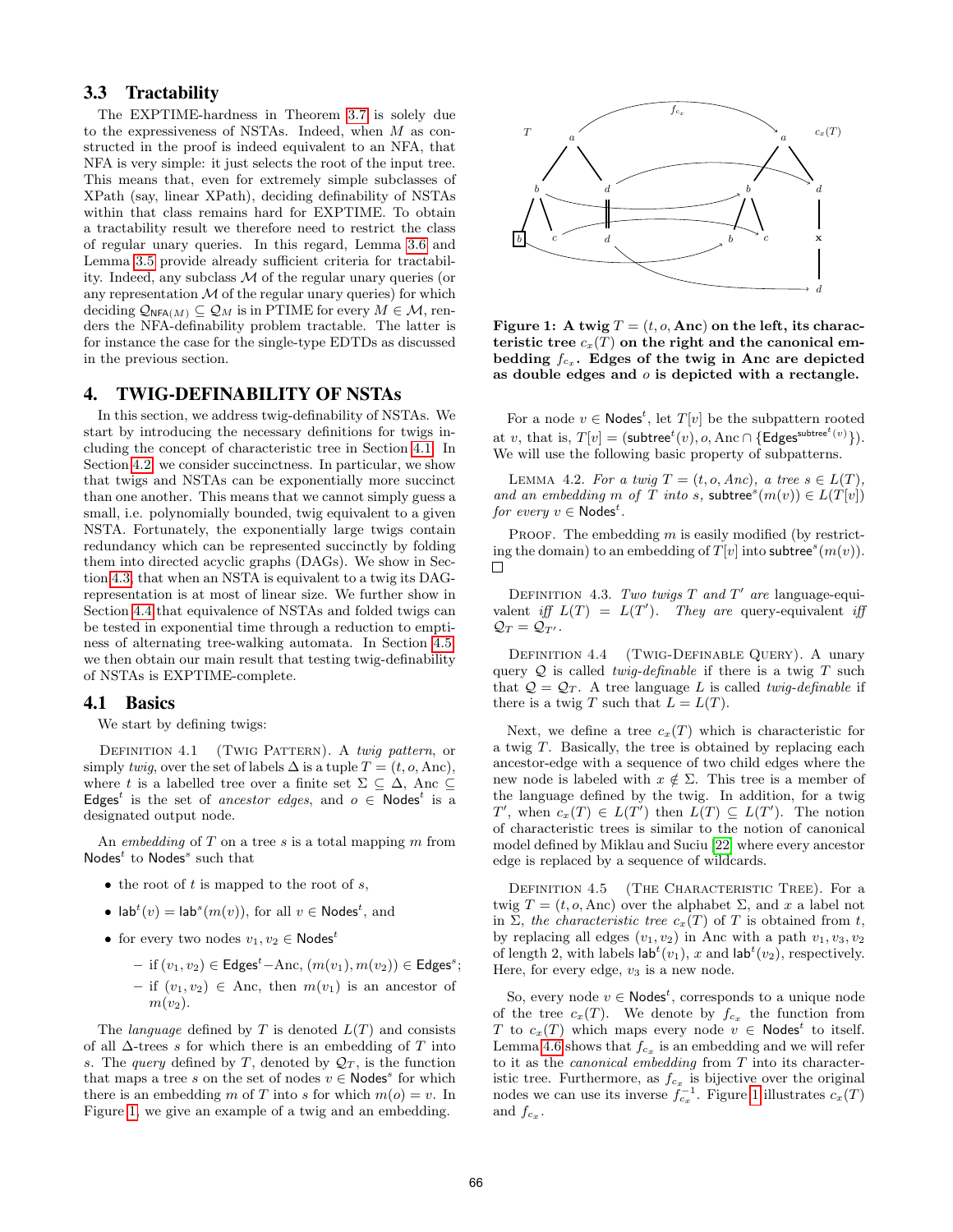### 3.3 Tractability

The EXPTIME-hardness in Theorem 3.7 is solely due to the expressiveness of NSTAs. Indeed, when $M$ as constructed in the proof is indeed equivalent to an NFA, that NFA is very simple: it just selects the root of the input tree. This means that, even for extremely simple subclasses of XPath (say, linear XPath), deciding definability of NSTAs within that class remains hard for EXPTIME. To obtain a tractability result we therefore need to restrict the class of regular unary queries. In this regard, Lemma 3.6 and Lemma 3.5 provide already sufficient criteria for tractability. Indeed, any subclass $\mathcal{M}$ of the regular unary queries (or any representation $\mathcal{M}$ of the regular unary queries) for which deciding $\mathcal{Q}_{\mathsf{NFA}(M)} \subseteq \mathcal{Q}_M$ is in PTIME for every $M \in \mathcal{M}$, renders the NFA-definability problem tractable. The latter is for instance the case for the single-type EDTDs as discussed in the previous section.

## 4. TWIG-DEFINABILITY OF NSTAs

In this section, we address twig-definability of NSTAs. We start by introducing the necessary definitions for twigs including the concept of characteristic tree in Section 4.1. In Section 4.2, we consider succinctness. In particular, we show that twigs and NSTAs can be exponentially more succinct than one another. This means that we cannot simply guess a small, i.e. polynomially bounded, twig equivalent to a given NSTA. Fortunately, the exponentially large twigs contain redundancy which can be represented succinctly by folding them into directed acyclic graphs (DAGs). We show in Section 4.3, that when an NSTA is equivalent to a twig its DAG-representation is at most of linear size. We further show in Section 4.4 that equivalence of NSTAs and folded twigs can be tested in exponential time through a reduction to emptiness of alternating tree-walking automata. In Section 4.5, we then obtain our main result that testing twig-definability of NSTAs is EXPTIME-complete.

### 4.1 Basics

We start by defining twigs:

Definition 4.1 (Twig Pattern). A *twig pattern*, or simply *twig*, over the set of labels $\Delta$ is a tuple $T = (t, o, \mathrm{Anc})$, where $t$ is a labelled tree over a finite set $\Sigma \subseteq \Delta$, $\mathrm{Anc} \subseteq \mathsf{Edges}^t$ is the set of *ancestor edges*, and $o \in \mathsf{Nodes}^t$ is a designated output node.

An *embedding* of $T$ on a tree $s$ is a total mapping $m$ from $\mathsf{Nodes}^t$ to $\mathsf{Nodes}^s$ such that

- the root of $t$ is mapped to the root of $s$,
- $\mathsf{lab}^t(v) = \mathsf{lab}^s(m(v))$, for all $v \in \mathsf{Nodes}^t$, and
- for every two nodes $v_1, v_2 \in \mathsf{Nodes}^t$
  - if $(v_1, v_2) \in \mathsf{Edges}^t - \mathrm{Anc}$, $(m(v_1), m(v_2)) \in \mathsf{Edges}^s$;
  - if $(v_1, v_2) \in \mathrm{Anc}$, then $m(v_1)$ is an ancestor of $m(v_2)$.

The *language* defined by $T$ is denoted $L(T)$ and consists of all $\Delta$-trees $s$ for which there is an embedding of $T$ into $s$. The *query* defined by $T$, denoted by $\mathcal{Q}_T$, is the function that maps a tree $s$ on the set of nodes $v \in \mathsf{Nodes}^s$ for which there is an embedding $m$ of $T$ into $s$ for which $m(o) = v$. In Figure 1, we give an example of a twig and an embedding.

**Figure 1: A twig $T = (t, o, \mathrm{Anc})$ on the left, its characteristic tree $c_x(T)$ on the right and the canonical embedding $f_{c_x}$. Edges of the twig in Anc are depicted as double edges and $o$ is depicted with a rectangle.**

For a node $v \in \mathsf{Nodes}^t$, let $T[v]$ be the subpattern rooted at $v$, that is, $T[v] = (\mathsf{subtree}^t(v), o, \mathrm{Anc} \cap \{\mathsf{Edges}^{\mathsf{subtree}^t(v)}\})$. We will use the following basic property of subpatterns.

Lemma 4.2. *For a twig $T = (t, o, \mathrm{Anc})$, a tree $s \in L(T)$, and an embedding $m$ of $T$ into $s$, $\mathsf{subtree}^s(m(v)) \in L(T[v])$ for every $v \in \mathsf{Nodes}^t$.*

Proof. The embedding $m$ is easily modified (by restricting the domain) to an embedding of $T[v]$ into $\mathsf{subtree}^s(m(v))$. □

Definition 4.3. *Two twigs $T$ and $T'$ are* language-equivalent *iff $L(T) = L(T')$. They are* query-equivalent *iff $\mathcal{Q}_T = \mathcal{Q}_{T'}$.*

Definition 4.4 (Twig-Definable Query). A unary query $\mathcal{Q}$ is called *twig-definable* if there is a twig $T$ such that $\mathcal{Q} = \mathcal{Q}_T$. A tree language $L$ is called *twig-definable* if there is a twig $T$ such that $L = L(T)$.

Next, we define a tree $c_x(T)$ which is characteristic for a twig $T$. Basically, the tree is obtained by replacing each ancestor-edge with a sequence of two child edges where the new node is labeled with $x \notin \Sigma$. This tree is a member of the language defined by the twig. In addition, for a twig $T'$, when $c_x(T) \in L(T')$ then $L(T) \subseteq L(T')$. The notion of characteristic trees is similar to the notion of canonical model defined by Miklau and Suciu [22] where every ancestor edge is replaced by a sequence of wildcards.

Definition 4.5 (The Characteristic Tree). For a twig $T = (t, o, \mathrm{Anc})$ over the alphabet $\Sigma$, and $x$ a label not in $\Sigma$, *the characteristic tree* $c_x(T)$ of $T$ is obtained from $t$, by replacing all edges $(v_1, v_2)$ in Anc with a path $v_1, v_3, v_2$ of length 2, with labels $\mathsf{lab}^t(v_1)$, $x$ and $\mathsf{lab}^t(v_2)$, respectively. Here, for every edge, $v_3$ is a new node.

So, every node $v \in \mathsf{Nodes}^t$, corresponds to a unique node of the tree $c_x(T)$. We denote by $f_{c_x}$ the function from $T$ to $c_x(T)$ which maps every node $v \in \mathsf{Nodes}^t$ to itself. Lemma 4.6 shows that $f_{c_x}$ is an embedding and we will refer to it as the *canonical embedding* from $T$ into its characteristic tree. Furthermore, as $f_{c_x}$ is bijective over the original nodes we can use its inverse $f_{c_x}^{-1}$. Figure 1 illustrates $c_x(T)$ and $f_{c_x}$.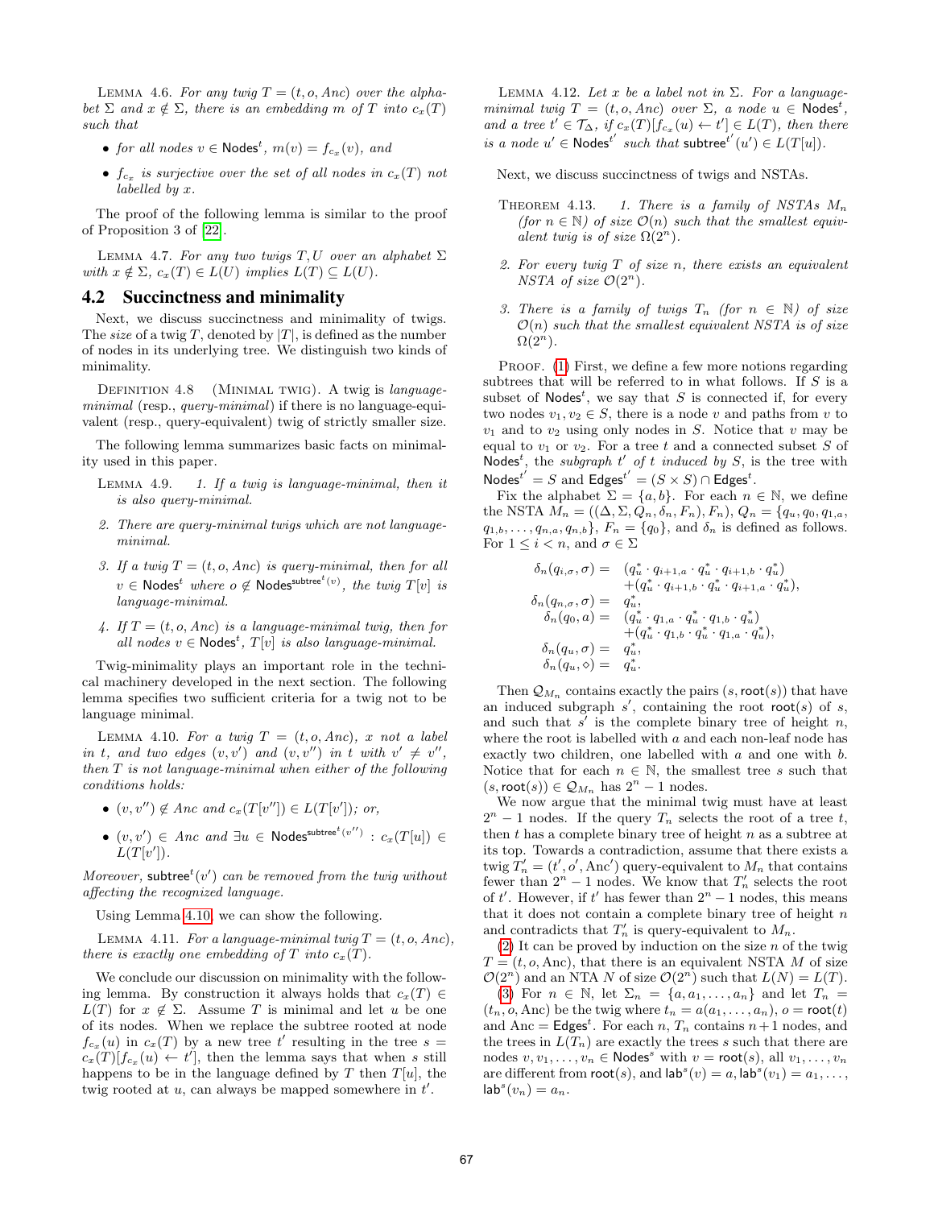LEMMA 4.6. *For any twig $T = (t, o, Anc)$ over the alphabet $\Sigma$ and $x \notin \Sigma$, there is an embedding $m$ of $T$ into $c_x(T)$ such that*

- *for all nodes $v \in \mathsf{Nodes}^t$, $m(v) = f_{c_x}(v)$, and*
- *$f_{c_x}$ is surjective over the set of all nodes in $c_x(T)$ not labelled by $x$.*

The proof of the following lemma is similar to the proof of Proposition 3 of [22].

LEMMA 4.7. *For any two twigs $T, U$ over an alphabet $\Sigma$ with $x \notin \Sigma$, $c_x(T) \in L(U)$ implies $L(T) \subseteq L(U)$.*

## 4.2 Succinctness and minimality

Next, we discuss succinctness and minimality of twigs. The *size* of a twig $T$, denoted by $|T|$, is defined as the number of nodes in its underlying tree. We distinguish two kinds of minimality.

DEFINITION 4.8 (MINIMAL TWIG). A twig is *language-minimal* (resp., *query-minimal*) if there is no language-equivalent (resp., query-equivalent) twig of strictly smaller size.

The following lemma summarizes basic facts on minimality used in this paper.

LEMMA 4.9.

1. *If a twig is language-minimal, then it is also query-minimal.*
2. *There are query-minimal twigs which are not language-minimal.*
3. *If a twig $T = (t, o, Anc)$ is query-minimal, then for all $v \in \mathsf{Nodes}^t$ where $o \notin \mathsf{Nodes}^{\mathsf{subtree}^t(v)}$, the twig $T[v]$ is language-minimal.*
4. *If $T = (t, o, Anc)$ is a language-minimal twig, then for all nodes $v \in \mathsf{Nodes}^t$, $T[v]$ is also language-minimal.*

Twig-minimality plays an important role in the technical machinery developed in the next section. The following lemma specifies two sufficient criteria for a twig not to be language minimal.

LEMMA 4.10. *For a twig $T = (t, o, Anc)$, $x$ not a label in $t$, and two edges $(v, v')$ and $(v, v'')$ in $t$ with $v' \neq v''$, then $T$ is not language-minimal when either of the following conditions holds:*

- *$(v, v'') \notin Anc$ and $c_x(T[v'']) \in L(T[v'])$; or,*
- *$(v, v') \in Anc$ and $\exists u \in \mathsf{Nodes}^{\mathsf{subtree}^t(v'')} : c_x(T[u]) \in L(T[v'])$.*

*Moreover, $\mathsf{subtree}^t(v')$ can be removed from the twig without affecting the recognized language.*

Using Lemma 4.10, we can show the following.

LEMMA 4.11. *For a language-minimal twig $T = (t, o, Anc)$, there is exactly one embedding of $T$ into $c_x(T)$.*

We conclude our discussion on minimality with the following lemma. By construction it always holds that $c_x(T) \in L(T)$ for $x \notin \Sigma$. Assume $T$ is minimal and let $u$ be one of its nodes. When we replace the subtree rooted at node $f_{c_x}(u)$ in $c_x(T)$ by a new tree $t'$ resulting in the tree $s = c_x(T)[f_{c_x}(u) \leftarrow t']$, then the lemma says that when $s$ still happens to be in the language defined by $T$ then $T[u]$, the twig rooted at $u$, can always be mapped somewhere in $t'$.

LEMMA 4.12. *Let $x$ be a label not in $\Sigma$. For a language-minimal twig $T = (t, o, Anc)$ over $\Sigma$, a node $u \in \mathsf{Nodes}^t$, and a tree $t' \in \mathcal{T}_\Delta$, if $c_x(T)[f_{c_x}(u) \leftarrow t'] \in L(T)$, then there is a node $u' \in \mathsf{Nodes}^{t'}$ such that $\mathsf{subtree}^{t'}(u') \in L(T[u])$.*

Next, we discuss succinctness of twigs and NSTAs.

THEOREM 4.13.

1. *There is a family of NSTAs $M_n$ (for $n \in \mathbb{N}$) of size $\mathcal{O}(n)$ such that the smallest equivalent twig is of size $\Omega(2^n)$.*
2. *For every twig $T$ of size $n$, there exists an equivalent NSTA of size $\mathcal{O}(2^n)$.*
3. *There is a family of twigs $T_n$ (for $n \in \mathbb{N}$) of size $\mathcal{O}(n)$ such that the smallest equivalent NSTA is of size $\Omega(2^n)$.*

PROOF. (1) First, we define a few more notions regarding subtrees that will be referred to in what follows. If $S$ is a subset of $\mathsf{Nodes}^t$, we say that $S$ is connected if, for every two nodes $v_1, v_2 \in S$, there is a node $v$ and paths from $v$ to $v_1$ and to $v_2$ using only nodes in $S$. Notice that $v$ may be equal to $v_1$ or $v_2$. For a tree $t$ and a connected subset $S$ of $\mathsf{Nodes}^t$, the *subgraph $t'$ of $t$ induced by $S$*, is the tree with $\mathsf{Nodes}^{t'} = S$ and $\mathsf{Edges}^{t'} = (S \times S) \cap \mathsf{Edges}^t$.

Fix the alphabet $\Sigma = \{a, b\}$. For each $n \in \mathbb{N}$, we define the NSTA $M_n = ((\Delta, \Sigma, Q_n, \delta_n, F_n), F_n)$, $Q_n = \{q_u, q_0, q_{1,a}, q_{1,b}, \ldots, q_{n,a}, q_{n,b}\}$, $F_n = \{q_0\}$, and $\delta_n$ is defined as follows. For $1 \leq i < n$, and $\sigma \in \Sigma$

$$
\begin{aligned}
\delta_n(q_{i,\sigma}, \sigma) = {} & (q_u^* \cdot q_{i+1,a} \cdot q_u^* \cdot q_{i+1,b} \cdot q_u^*) \\
& + (q_u^* \cdot q_{i+1,b} \cdot q_u^* \cdot q_{i+1,a} \cdot q_u^*), \\
\delta_n(q_{n,\sigma}, \sigma) = {} & q_u^*, \\
\delta_n(q_0, a) = {} & (q_u^* \cdot q_{1,a} \cdot q_u^* \cdot q_{1,b} \cdot q_u^*) \\
& + (q_u^* \cdot q_{1,b} \cdot q_u^* \cdot q_{1,a} \cdot q_u^*), \\
\delta_n(q_u, \sigma) = {} & q_u^*, \\
\delta_n(q_u, \diamond) = {} & q_u^*.
\end{aligned}
$$

Then $\mathcal{Q}_{M_n}$ contains exactly the pairs $(s, \mathsf{root}(s))$ that have an induced subgraph $s'$, containing the root $\mathsf{root}(s)$ of $s$, and such that $s'$ is the complete binary tree of height $n$, where the root is labelled with $a$ and each non-leaf node has exactly two children, one labelled with $a$ and one with $b$. Notice that for each $n \in \mathbb{N}$, the smallest tree $s$ such that $(s, \mathsf{root}(s)) \in \mathcal{Q}_{M_n}$ has $2^n - 1$ nodes.

We now argue that the minimal twig must have at least $2^n - 1$ nodes. If the query $T_n$ selects the root of a tree $t$, then $t$ has a complete binary tree of height $n$ as a subtree at its top. Towards a contradiction, assume that there exists a twig $T_n' = (t', o', \mathrm{Anc}')$ query-equivalent to $M_n$ that contains fewer than $2^n - 1$ nodes. We know that $T_n'$ selects the root of $t'$. However, if $t'$ has fewer than $2^n - 1$ nodes, this means that it does not contain a complete binary tree of height $n$ and contradicts that $T_n'$ is query-equivalent to $M_n$.

(2) It can be proved by induction on the size $n$ of the twig $T = (t, o, \mathrm{Anc})$, that there is an equivalent NSTA $M$ of size $\mathcal{O}(2^n)$ and an NTA $N$ of size $\mathcal{O}(2^n)$ such that $L(N) = L(T)$.

(3) For $n \in \mathbb{N}$, let $\Sigma_n = \{a, a_1, \ldots, a_n\}$ and let $T_n = (t_n, o, \mathrm{Anc})$ be the twig where $t_n = a(a_1, \ldots, a_n)$, $o = \mathsf{root}(t)$ and $\mathrm{Anc} = \mathsf{Edges}^t$. For each $n$, $T_n$ contains $n+1$ nodes, and the trees in $L(T_n)$ are exactly the trees $s$ such that there are nodes $v, v_1, \ldots, v_n \in \mathsf{Nodes}^s$ with $v = \mathsf{root}(s)$, all $v_1, \ldots, v_n$ are different from $\mathsf{root}(s)$, and $\mathsf{lab}^s(v) = a$, $\mathsf{lab}^s(v_1) = a_1, \ldots,$ $\mathsf{lab}^s(v_n) = a_n$.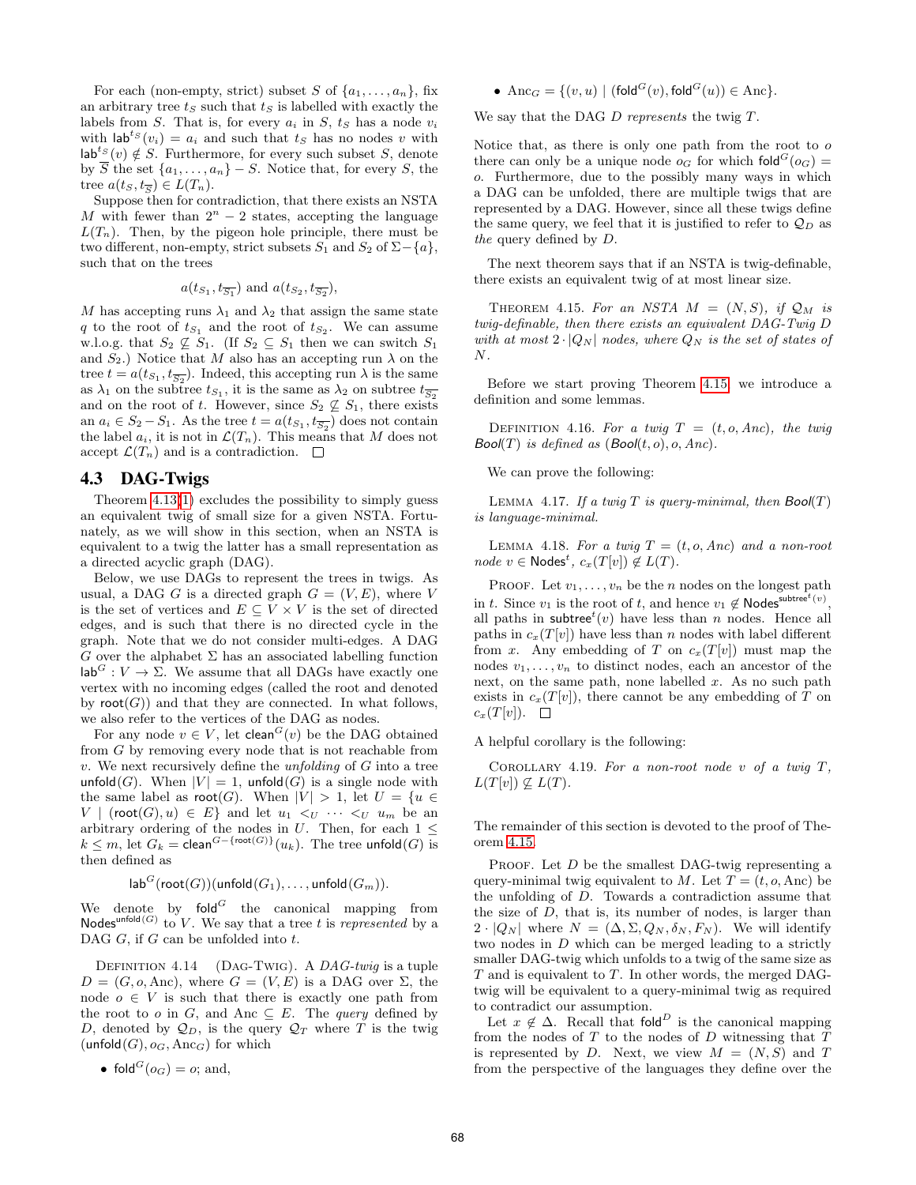For each (non-empty, strict) subset $S$ of $\{a_1, \ldots, a_n\}$, fix an arbitrary tree $t_S$ such that $t_S$ is labelled with exactly the labels from $S$. That is, for every $a_i$ in $S$, $t_S$ has a node $v_i$ with $\mathsf{lab}^{t_S}(v_i) = a_i$ and such that $t_S$ has no nodes $v$ with $\mathsf{lab}^{t_S}(v) \notin S$. Furthermore, for every such subset $S$, denote by $\overline{S}$ the set $\{a_1, \ldots, a_n\} - S$. Notice that, for every $S$, the tree $a(t_S, t_{\overline{S}}) \in L(T_n)$.

Suppose then for contradiction, that there exists an NSTA $M$ with fewer than $2^n - 2$ states, accepting the language $L(T_n)$. Then, by the pigeon hole principle, there must be two different, non-empty, strict subsets $S_1$ and $S_2$ of $\Sigma - \{a\}$, such that on the trees

$$a(t_{S_1}, t_{\overline{S_1}}) \text{ and } a(t_{S_2}, t_{\overline{S_2}}),$$

$M$ has accepting runs $\lambda_1$ and $\lambda_2$ that assign the same state $q$ to the root of $t_{S_1}$ and the root of $t_{S_2}$. We can assume w.l.o.g. that $S_2 \not\subseteq S_1$. (If $S_2 \subseteq S_1$ then we can switch $S_1$ and $S_2$.) Notice that $M$ also has an accepting run $\lambda$ on the tree $t = a(t_{S_1}, t_{\overline{S_2}})$. Indeed, this accepting run $\lambda$ is the same as $\lambda_1$ on the subtree $t_{S_1}$, it is the same as $\lambda_2$ on subtree $t_{\overline{S_2}}$ and on the root of $t$. However, since $S_2 \not\subseteq S_1$, there exists an $a_i \in S_2 - S_1$. As the tree $t = a(t_{S_1}, t_{\overline{S_2}})$ does not contain the label $a_i$, it is not in $\mathcal{L}(T_n)$. This means that $M$ does not accept $\mathcal{L}(T_n)$ and is a contradiction. $\square$

## 4.3 DAG-Twigs

Theorem 4.13(1) excludes the possibility to simply guess an equivalent twig of small size for a given NSTA. Fortunately, as we will show in this section, when an NSTA is equivalent to a twig the latter has a small representation as a directed acyclic graph (DAG).

Below, we use DAGs to represent the trees in twigs. As usual, a DAG $G$ is a directed graph $G = (V, E)$, where $V$ is the set of vertices and $E \subseteq V \times V$ is the set of directed edges, and is such that there is no directed cycle in the graph. Note that we do not consider multi-edges. A DAG $G$ over the alphabet $\Sigma$ has an associated labelling function $\mathsf{lab}^G : V \to \Sigma$. We assume that all DAGs have exactly one vertex with no incoming edges (called the root and denoted by $\mathsf{root}(G)$) and that they are connected. In what follows, we also refer to the vertices of the DAG as nodes.

For any node $v \in V$, let $\mathsf{clean}^G(v)$ be the DAG obtained from $G$ by removing every node that is not reachable from $v$. We next recursively define the *unfolding* of $G$ into a tree $\mathsf{unfold}(G)$. When $|V| = 1$, $\mathsf{unfold}(G)$ is a single node with the same label as $\mathsf{root}(G)$. When $|V| > 1$, let $U = \{u \in V \mid (\mathsf{root}(G), u) \in E\}$ and let $u_1 <_U \cdots <_U u_m$ be an arbitrary ordering of the nodes in $U$. Then, for each $1 \leq k \leq m$, let $G_k = \mathsf{clean}^{G - \{\mathsf{root}(G)\}}(u_k)$. The tree $\mathsf{unfold}(G)$ is then defined as

$$\mathsf{lab}^G(\mathsf{root}(G))(\mathsf{unfold}(G_1), \ldots, \mathsf{unfold}(G_m)).$$

We denote by $\mathsf{fold}^G$ the canonical mapping from $\mathsf{Nodes}^{\mathsf{unfold}(G)}$ to $V$. We say that a tree $t$ is *represented* by a DAG $G$, if $G$ can be unfolded into $t$.

Definition 4.14 (Dag-Twig). A *DAG-twig* is a tuple $D = (G, o, \mathrm{Anc})$, where $G = (V, E)$ is a DAG over $\Sigma$, the node $o \in V$ is such that there is exactly one path from the root to $o$ in $G$, and $\mathrm{Anc} \subseteq E$. The *query* defined by $D$, denoted by $\mathcal{Q}_D$, is the query $\mathcal{Q}_T$ where $T$ is the twig $(\mathsf{unfold}(G), o_G, \mathrm{Anc}_G)$ for which

- $\mathsf{fold}^G(o_G) = o$; and,
- $\mathrm{Anc}_G = \{(v, u) \mid (\mathsf{fold}^G(v), \mathsf{fold}^G(u)) \in \mathrm{Anc}\}$.

We say that the DAG $D$ *represents* the twig $T$.

Notice that, as there is only one path from the root to $o$ there can only be a unique node $o_G$ for which $\mathsf{fold}^G(o_G) = o$. Furthermore, due to the possibly many ways in which a DAG can be unfolded, there are multiple twigs that are represented by a DAG. However, since all these twigs define the same query, we feel that it is justified to refer to $\mathcal{Q}_D$ as *the* query defined by $D$.

The next theorem says that if an NSTA is twig-definable, there exists an equivalent twig of at most linear size.

Theorem 4.15. *For an NSTA $M = (N, S)$, if $\mathcal{Q}_M$ is twig-definable, then there exists an equivalent DAG-Twig $D$ with at most $2 \cdot |Q_N|$ nodes, where $Q_N$ is the set of states of $N$.*

Before we start proving Theorem 4.15, we introduce a definition and some lemmas.

Definition 4.16. *For a twig $T = (t, o, Anc)$, the twig $\mathit{Bool}(T)$ is defined as $(\mathit{Bool}(t, o), o, Anc)$.*

We can prove the following:

Lemma 4.17. *If a twig $T$ is query-minimal, then $\mathit{Bool}(T)$ is language-minimal.*

Lemma 4.18. *For a twig $T = (t, o, Anc)$ and a non-root node $v \in \mathsf{Nodes}^t$, $c_x(T[v]) \notin L(T)$.*

Proof. Let $v_1, \ldots, v_n$ be the $n$ nodes on the longest path in $t$. Since $v_1$ is the root of $t$, and hence $v_1 \notin \mathsf{Nodes}^{\mathsf{subtree}^t(v)}$, all paths in $\mathsf{subtree}^t(v)$ have less than $n$ nodes. Hence all paths in $c_x(T[v])$ have less than $n$ nodes with label different from $x$. Any embedding of $T$ on $c_x(T[v])$ must map the nodes $v_1, \ldots, v_n$ to distinct nodes, each an ancestor of the next, on the same path, none labelled $x$. As no such path exists in $c_x(T[v])$, there cannot be any embedding of $T$ on $c_x(T[v])$. $\square$

A helpful corollary is the following:

Corollary 4.19. *For a non-root node $v$ of a twig $T$, $L(T[v]) \not\subseteq L(T)$.*

The remainder of this section is devoted to the proof of Theorem 4.15.

Proof. Let $D$ be the smallest DAG-twig representing a query-minimal twig equivalent to $M$. Let $T = (t, o, \mathrm{Anc})$ be the unfolding of $D$. Towards a contradiction assume that the size of $D$, that is, its number of nodes, is larger than $2 \cdot |Q_N|$ where $N = (\Delta, \Sigma, Q_N, \delta_N, F_N)$. We will identify two nodes in $D$ which can be merged leading to a strictly smaller DAG-twig which unfolds to a twig of the same size as $T$ and is equivalent to $T$. In other words, the merged DAG-twig will be equivalent to a query-minimal twig as required to contradict our assumption.

Let $x \notin \Delta$. Recall that $\mathsf{fold}^D$ is the canonical mapping from the nodes of $T$ to the nodes of $D$ witnessing that $T$ is represented by $D$. Next, we view $M = (N, S)$ and $T$ from the perspective of the languages they define over the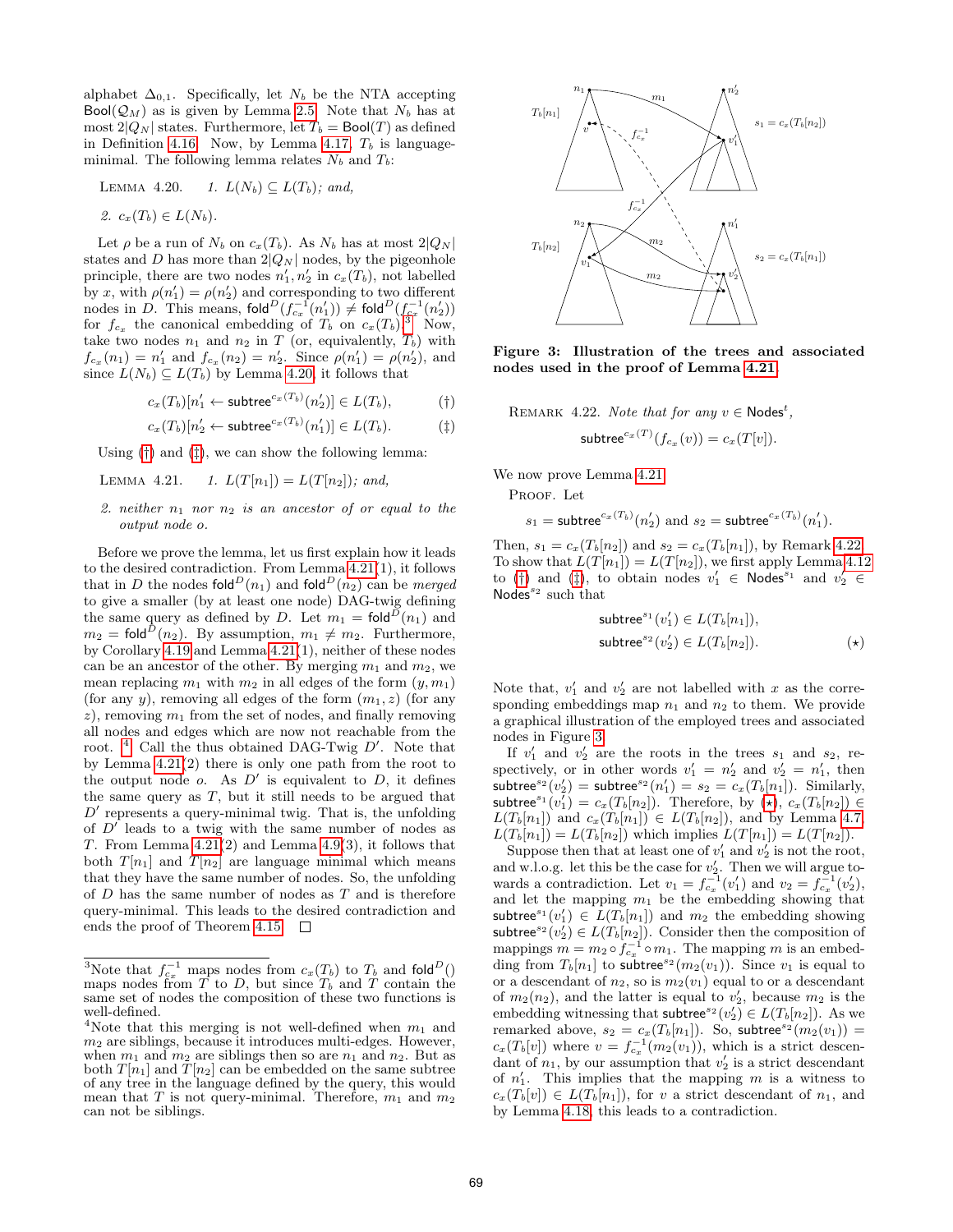alphabet $\Delta_{0,1}$. Specifically, let $N_b$ be the NTA accepting $\mathsf{Bool}(\mathcal{Q}_M)$ as is given by Lemma 2.5. Note that $N_b$ has at most $2|Q_N|$ states. Furthermore, let $T_b = \mathsf{Bool}(T)$ as defined in Definition 4.16. Now, by Lemma 4.17, $T_b$ is language-minimal. The following lemma relates $N_b$ and $T_b$:

LEMMA 4.20. *1. $L(N_b) \subseteq L(T_b)$; and,*

*2. $c_x(T_b) \in L(N_b)$.*

Let $\rho$ be a run of $N_b$ on $c_x(T_b)$. As $N_b$ has at most $2|Q_N|$ states and $D$ has more than $2|Q_N|$ nodes, by the pigeonhole principle, there are two nodes $n'_1, n'_2$ in $c_x(T_b)$, not labelled by $x$, with $\rho(n'_1) = \rho(n'_2)$ and corresponding to two different nodes in $D$. This means, $\mathsf{fold}^D(f_{c_x}^{-1}(n'_1)) \neq \mathsf{fold}^D(f_{c_x}^{-1}(n'_2))$ for $f_{c_x}$ the canonical embedding of $T_b$ on $c_x(T_b)$.[3] Now, take two nodes $n_1$ and $n_2$ in $T$ (or, equivalently, $T_b$) with $f_{c_x}(n_1) = n'_1$ and $f_{c_x}(n_2) = n'_2$. Since $\rho(n'_1) = \rho(n'_2)$, and since $L(N_b) \subseteq L(T_b)$ by Lemma 4.20, it follows that

$$c_x(T_b)[n'_1 \leftarrow \mathsf{subtree}^{c_x(T_b)}(n'_2)] \in L(T_b), \qquad (\dagger)$$

$$c_x(T_b)[n'_2 \leftarrow \mathsf{subtree}^{c_x(T_b)}(n'_1)] \in L(T_b). \qquad (\ddagger)$$

Using (†) and (‡), we can show the following lemma:

LEMMA 4.21. *1. $L(T[n_1]) = L(T[n_2])$; and,*

*2. neither $n_1$ nor $n_2$ is an ancestor of or equal to the output node $o$.*

Before we prove the lemma, let us first explain how it leads to the desired contradiction. From Lemma 4.21(1), it follows that in $D$ the nodes $\mathsf{fold}^D(n_1)$ and $\mathsf{fold}^D(n_2)$ can be *merged* to give a smaller (by at least one node) DAG-twig defining the same query as defined by $D$. Let $m_1 = \mathsf{fold}^D(n_1)$ and $m_2 = \mathsf{fold}^D(n_2)$. By assumption, $m_1 \neq m_2$. Furthermore, by Corollary 4.19 and Lemma 4.21(1), neither of these nodes can be an ancestor of the other. By merging $m_1$ and $m_2$, we mean replacing $m_1$ with $m_2$ in all edges of the form $(y, m_1)$ (for any $y$), removing all edges of the form $(m_1, z)$ (for any $z$), removing $m_1$ from the set of nodes, and finally removing all nodes and edges which are now not reachable from the root.[4] Call the thus obtained DAG-Twig $D'$. Note that by Lemma 4.21(2) there is only one path from the root to the output node $o$. As $D'$ is equivalent to $D$, it defines the same query as $T$, but it still needs to be argued that $D'$ represents a query-minimal twig. That is, the unfolding of $D'$ leads to a twig with the same number of nodes as $T$. From Lemma 4.21(2) and Lemma 4.9(3), it follows that both $T[n_1]$ and $T[n_2]$ are language minimal which means that they have the same number of nodes. So, the unfolding of $D$ has the same number of nodes as $T$ and is therefore query-minimal. This leads to the desired contradiction and ends the proof of Theorem 4.15. □

[3] Note that $f_{c_x}^{-1}$ maps nodes from $c_x(T_b)$ to $T_b$ and $\mathsf{fold}^D()$ maps nodes from $T$ to $D$, but since $T_b$ and $T$ contain the same set of nodes the composition of these two functions is well-defined.

[4] Note that this merging is not well-defined when $m_1$ and $m_2$ are siblings, because it introduces multi-edges. However, when $m_1$ and $m_2$ are siblings then so are $n_1$ and $n_2$. But as both $T[n_1]$ and $T[n_2]$ can be embedded on the same subtree of any tree in the language defined by the query, this would mean that $T$ is not query-minimal. Therefore, $m_1$ and $m_2$ can not be siblings.

**Figure 3: Illustration of the trees and associated nodes used in the proof of Lemma 4.21.**

REMARK 4.22. *Note that for any $v \in \mathsf{Nodes}^t$,*

$$\mathsf{subtree}^{c_x(T)}(f_{c_x}(v)) = c_x(T[v]).$$

We now prove Lemma 4.21.

PROOF. Let

$$s_1 = \mathsf{subtree}^{c_x(T_b)}(n'_2) \text{ and } s_2 = \mathsf{subtree}^{c_x(T_b)}(n'_1).$$

Then, $s_1 = c_x(T_b[n_2])$ and $s_2 = c_x(T_b[n_1])$, by Remark 4.22. To show that $L(T[n_1]) = L(T[n_2])$, we first apply Lemma 4.12 to (†) and (‡), to obtain nodes $v'_1 \in \mathsf{Nodes}^{s_1}$ and $v'_2 \in \mathsf{Nodes}^{s_2}$ such that

$$\mathsf{subtree}^{s_1}(v'_1) \in L(T_b[n_1]),$$
$$\mathsf{subtree}^{s_2}(v'_2) \in L(T_b[n_2]). \qquad (\star)$$

Note that, $v'_1$ and $v'_2$ are not labelled with $x$ as the corresponding embeddings map $n_1$ and $n_2$ to them. We provide a graphical illustration of the employed trees and associated nodes in Figure 3.

If $v'_1$ and $v'_2$ are the roots in the trees $s_1$ and $s_2$, respectively, or in other words $v'_1 = n'_2$ and $v'_2 = n'_1$, then $\mathsf{subtree}^{s_2}(v'_2) = \mathsf{subtree}^{s_2}(n'_1) = s_2 = c_x(T_b[n_1])$. Similarly, $\mathsf{subtree}^{s_1}(v'_1) = c_x(T_b[n_2])$. Therefore, by ($\star$), $c_x(T_b[n_2]) \in L(T_b[n_1])$ and $c_x(T_b[n_1]) \in L(T_b[n_2])$, and by Lemma 4.7, $L(T_b[n_1]) = L(T_b[n_2])$ which implies $L(T[n_1]) = L(T[n_2])$.

Suppose then that at least one of $v'_1$ and $v'_2$ is not the root, and w.l.o.g. let this be the case for $v'_2$. Then we will argue towards a contradiction. Let $v_1 = f_{c_x}^{-1}(v'_1)$ and $v_2 = f_{c_x}^{-1}(v'_2)$, and let the mapping $m_1$ be the embedding showing that $\mathsf{subtree}^{s_1}(v'_1) \in L(T_b[n_1])$ and $m_2$ the embedding showing $\mathsf{subtree}^{s_2}(v'_2) \in L(T_b[n_2])$. Consider then the composition of mappings $m = m_2 \circ f_{c_x}^{-1} \circ m_1$. The mapping $m$ is an embedding from $T_b[n_1]$ to $\mathsf{subtree}^{s_2}(m_2(v_1))$. Since $v_1$ is equal to or a descendant of $n_2$, so is $m_2(v_1)$ equal to or a descendant of $m_2(n_2)$, and the latter is equal to $v'_2$, because $m_2$ is the embedding witnessing that $\mathsf{subtree}^{s_2}(v'_2) \in L(T_b[n_2])$. As we remarked above, $s_2 = c_x(T_b[n_1])$. So, $\mathsf{subtree}^{s_2}(m_2(v_1)) = c_x(T_b[v])$ where $v = f_{c_x}^{-1}(m_2(v_1))$, which is a strict descendant of $n_1$, by our assumption that $v'_2$ is a strict descendant of $n'_1$. This implies that the mapping $m$ is a witness to $c_x(T_b[v]) \in L(T_b[n_1])$, for $v$ a strict descendant of $n_1$, and by Lemma 4.18, this leads to a contradiction.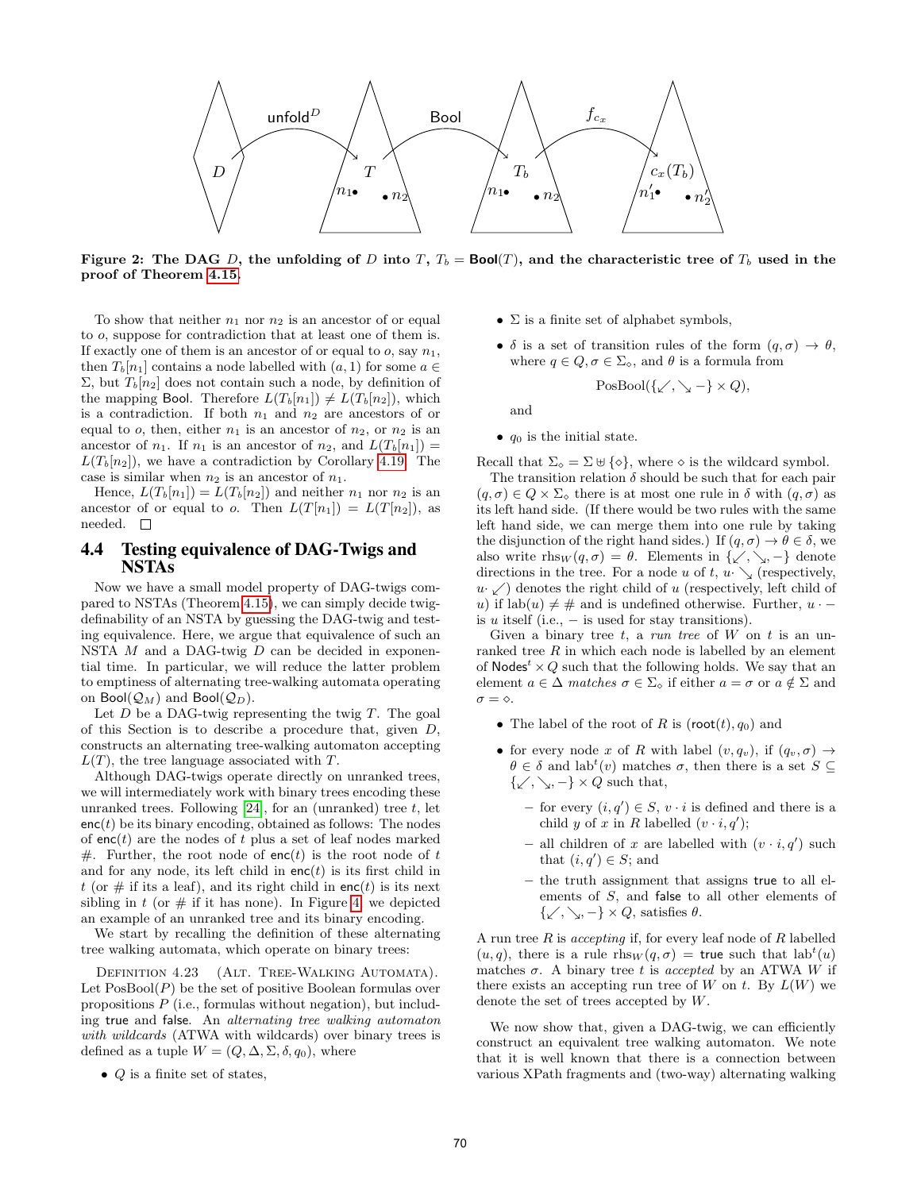Figure 2: The DAG $D$, the unfolding of $D$ into $T$, $T_b = \mathsf{Bool}(T)$, and the characteristic tree of $T_b$ used in the proof of Theorem 4.15.

To show that neither $n_1$ nor $n_2$ is an ancestor of or equal to $o$, suppose for contradiction that at least one of them is. If exactly one of them is an ancestor of or equal to $o$, say $n_1$, then $T_b[n_1]$ contains a node labelled with $(a, 1)$ for some $a \in \Sigma$, but $T_b[n_2]$ does not contain such a node, by definition of the mapping $\mathsf{Bool}$. Therefore $L(T_b[n_1]) \neq L(T_b[n_2])$, which is a contradiction. If both $n_1$ and $n_2$ are ancestors of or equal to $o$, then, either $n_1$ is an ancestor of $n_2$, or $n_2$ is an ancestor of $n_1$. If $n_1$ is an ancestor of $n_2$, and $L(T_b[n_1]) = L(T_b[n_2])$, we have a contradiction by Corollary 4.19. The case is similar when $n_2$ is an ancestor of $n_1$.

Hence, $L(T_b[n_1]) = L(T_b[n_2])$ and neither $n_1$ nor $n_2$ is an ancestor of or equal to $o$. Then $L(T[n_1]) = L(T[n_2])$, as needed. $\square$

## 4.4 Testing equivalence of DAG-Twigs and NSTAs

Now we have a small model property of DAG-twigs compared to NSTAs (Theorem 4.15), we can simply decide twig-definability of an NSTA by guessing the DAG-twig and testing equivalence. Here, we argue that equivalence of such an NSTA $M$ and a DAG-twig $D$ can be decided in exponential time. In particular, we will reduce the latter problem to emptiness of alternating tree-walking automata operating on $\mathsf{Bool}(\mathcal{Q}_M)$ and $\mathsf{Bool}(\mathcal{Q}_D)$.

Let $D$ be a DAG-twig representing the twig $T$. The goal of this Section is to describe a procedure that, given $D$, constructs an alternating tree-walking automaton accepting $L(T)$, the tree language associated with $T$.

Although DAG-twigs operate directly on unranked trees, we will intermediately work with binary trees encoding these unranked trees. Following [24], for an (unranked) tree $t$, let $\mathsf{enc}(t)$ be its binary encoding, obtained as follows: The nodes of $\mathsf{enc}(t)$ are the nodes of $t$ plus a set of leaf nodes marked #. Further, the root node of $\mathsf{enc}(t)$ is the root node of $t$ and for any node, its left child in $\mathsf{enc}(t)$ is its first child in $t$ (or # if its a leaf), and its right child in $\mathsf{enc}(t)$ is its next sibling in $t$ (or # if it has none). In Figure 4, we depicted an example of an unranked tree and its binary encoding.

We start by recalling the definition of these alternating tree walking automata, which operate on binary trees:

Definition 4.23 (Alt. Tree-Walking Automata). Let $\text{PosBool}(P)$ be the set of positive Boolean formulas over propositions $P$ (i.e., formulas without negation), but including $\mathsf{true}$ and $\mathsf{false}$. An *alternating tree walking automaton with wildcards* (ATWA with wildcards) over binary trees is defined as a tuple $W = (Q, \Delta, \Sigma, \delta, q_0)$, where

- $Q$ is a finite set of states,
- $\Sigma$ is a finite set of alphabet symbols,
- $\delta$ is a set of transition rules of the form $(q, \sigma) \to \theta$, where $q \in Q, \sigma \in \Sigma_\diamond$, and $\theta$ is a formula from
$$\text{PosBool}(\{\swarrow, \searrow, -\} \times Q),$$
and
- $q_0$ is the initial state.

Recall that $\Sigma_\diamond = \Sigma \uplus \{\diamond\}$, where $\diamond$ is the wildcard symbol.

The transition relation $\delta$ should be such that for each pair $(q, \sigma) \in Q \times \Sigma_\diamond$ there is at most one rule in $\delta$ with $(q, \sigma)$ as its left hand side. (If there would be two rules with the same left hand side, we can merge them into one rule by taking the disjunction of the right hand sides.) If $(q, \sigma) \to \theta \in \delta$, we also write $\text{rhs}_W(q, \sigma) = \theta$. Elements in $\{\swarrow, \searrow, -\}$ denote directions in the tree. For a node $u$ of $t$, $u \cdot \searrow$ (respectively, $u \cdot \swarrow$) denotes the right child of $u$ (respectively, left child of $u$) if $\text{lab}(u) \neq \#$ and is undefined otherwise. Further, $u \cdot -$ is $u$ itself (i.e., $-$ is used for stay transitions).

Given a binary tree $t$, a *run tree* of $W$ on $t$ is an unranked tree $R$ in which each node is labelled by an element of $\mathsf{Nodes}^t \times Q$ such that the following holds. We say that an element $a \in \Delta$ *matches* $\sigma \in \Sigma_\diamond$ if either $a = \sigma$ or $a \notin \Sigma$ and $\sigma = \diamond$.

- The label of the root of $R$ is $(\mathsf{root}(t), q_0)$ and
- for every node $x$ of $R$ with label $(v, q_v)$, if $(q_v, \sigma) \to \theta \in \delta$ and $\text{lab}^t(v)$ matches $\sigma$, then there is a set $S \subseteq \{\swarrow, \searrow, -\} \times Q$ such that,
  - for every $(i, q') \in S$, $v \cdot i$ is defined and there is a child $y$ of $x$ in $R$ labelled $(v \cdot i, q')$;
  - all children of $x$ are labelled with $(v \cdot i, q')$ such that $(i, q') \in S$; and
  - the truth assignment that assigns $\mathsf{true}$ to all elements of $S$, and $\mathsf{false}$ to all other elements of $\{\swarrow, \searrow, -\} \times Q$, satisfies $\theta$.

A run tree $R$ is *accepting* if, for every leaf node of $R$ labelled $(u, q)$, there is a rule $\text{rhs}_W(q, \sigma) = \mathsf{true}$ such that $\text{lab}^t(u)$ matches $\sigma$. A binary tree $t$ is *accepted* by an ATWA $W$ if there exists an accepting run tree of $W$ on $t$. By $L(W)$ we denote the set of trees accepted by $W$.

We now show that, given a DAG-twig, we can efficiently construct an equivalent tree walking automaton. We note that it is well known that there is a connection between various XPath fragments and (two-way) alternating walking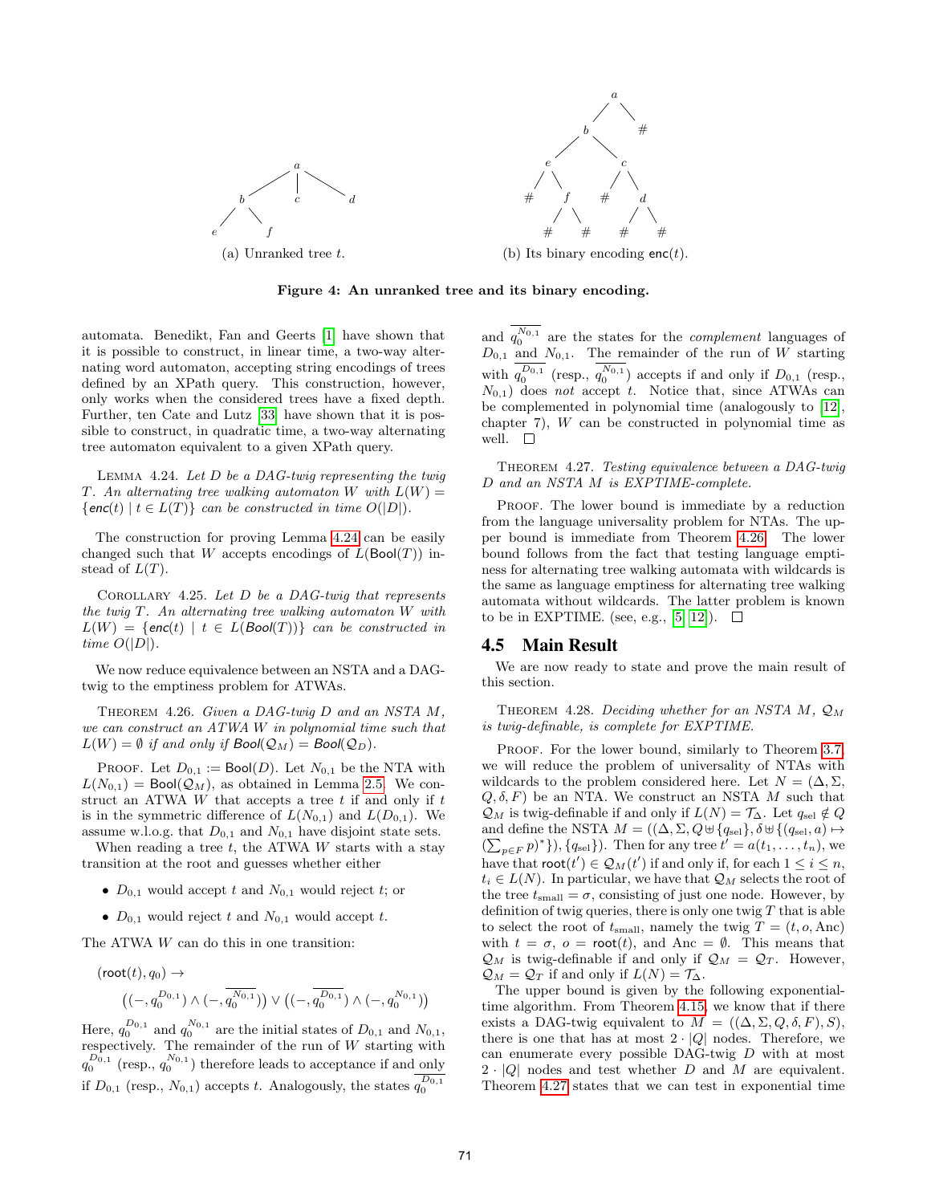(a) Unranked tree $t$.

(b) Its binary encoding $\mathsf{enc}(t)$.

**Figure 4: An unranked tree and its binary encoding.**

automata. Benedikt, Fan and Geerts [1] have shown that it is possible to construct, in linear time, a two-way alternating word automaton, accepting string encodings of trees defined by an XPath query. This construction, however, only works when the considered trees have a fixed depth. Further, ten Cate and Lutz [33] have shown that it is possible to construct, in quadratic time, a two-way alternating tree automaton equivalent to a given XPath query.

Lemma 4.24. *Let $D$ be a DAG-twig representing the twig $T$. An alternating tree walking automaton $W$ with $L(W) = \{\mathsf{enc}(t) \mid t \in L(T)\}$ can be constructed in time $O(|D|)$.*

The construction for proving Lemma 4.24 can be easily changed such that $W$ accepts encodings of $L(\mathsf{Bool}(T))$ instead of $L(T)$.

Corollary 4.25. *Let $D$ be a DAG-twig that represents the twig $T$. An alternating tree walking automaton $W$ with $L(W) = \{\mathsf{enc}(t) \mid t \in L(\mathsf{Bool}(T))\}$ can be constructed in time $O(|D|)$.*

We now reduce equivalence between an NSTA and a DAG-twig to the emptiness problem for ATWAs.

Theorem 4.26. *Given a DAG-twig $D$ and an NSTA $M$, we can construct an ATWA $W$ in polynomial time such that $L(W) = \emptyset$ if and only if $\mathsf{Bool}(\mathcal{Q}_M) = \mathsf{Bool}(\mathcal{Q}_D)$.*

Proof. Let $D_{0,1} := \mathsf{Bool}(D)$. Let $N_{0,1}$ be the NTA with $L(N_{0,1}) = \mathsf{Bool}(\mathcal{Q}_M)$, as obtained in Lemma 2.5. We construct an ATWA $W$ that accepts a tree $t$ if and only if $t$ is in the symmetric difference of $L(N_{0,1})$ and $L(D_{0,1})$. We assume w.l.o.g. that $D_{0,1}$ and $N_{0,1}$ have disjoint state sets.

When reading a tree $t$, the ATWA $W$ starts with a stay transition at the root and guesses whether either

- $D_{0,1}$ would accept $t$ and $N_{0,1}$ would reject $t$; or
- $D_{0,1}$ would reject $t$ and $N_{0,1}$ would accept $t$.

The ATWA $W$ can do this in one transition:

$$(\mathsf{root}(t), q_0) \to$$
$$\big((-, q_0^{D_{0,1}}) \wedge (-, \overline{q_0^{N_{0,1}}})\big) \vee \big((-, \overline{q_0^{D_{0,1}}}) \wedge (-, q_0^{N_{0,1}})\big)$$

Here, $q_0^{D_{0,1}}$ and $q_0^{N_{0,1}}$ are the initial states of $D_{0,1}$ and $N_{0,1}$, respectively. The remainder of the run of $W$ starting with $q_0^{D_{0,1}}$ (resp., $q_0^{N_{0,1}}$) therefore leads to acceptance if and only if $D_{0,1}$ (resp., $N_{0,1}$) accepts $t$. Analogously, the states $\overline{q_0^{D_{0,1}}}$ and $\overline{q_0^{N_{0,1}}}$ are the states for the *complement* languages of $D_{0,1}$ and $N_{0,1}$. The remainder of the run of $W$ starting with $\overline{q_0^{D_{0,1}}}$ (resp., $\overline{q_0^{N_{0,1}}}$) accepts if and only if $D_{0,1}$ (resp., $N_{0,1}$) does *not* accept $t$. Notice that, since ATWAs can be complemented in polynomial time (analogously to [12], chapter 7), $W$ can be constructed in polynomial time as well. □

Theorem 4.27. *Testing equivalence between a DAG-twig $D$ and an NSTA $M$ is EXPTIME-complete.*

Proof. The lower bound is immediate by a reduction from the language universality problem for NTAs. The upper bound is immediate from Theorem 4.26. The lower bound follows from the fact that testing language emptiness for alternating tree walking automata with wildcards is the same as language emptiness for alternating tree walking automata without wildcards. The latter problem is known to be in EXPTIME. (see, e.g., [5, 12]). □

## 4.5 Main Result

We are now ready to state and prove the main result of this section.

Theorem 4.28. *Deciding whether for an NSTA $M$, $\mathcal{Q}_M$ is twig-definable, is complete for EXPTIME.*

Proof. For the lower bound, similarly to Theorem 3.7, we will reduce the problem of universality of NTAs with wildcards to the problem considered here. Let $N = (\Delta, \Sigma, Q, \delta, F)$ be an NTA. We construct an NSTA $M$ such that $\mathcal{Q}_M$ is twig-definable if and only if $L(N) = \mathcal{T}_\Delta$. Let $q_{\text{sel}} \notin Q$ and define the NSTA $M = ((\Delta, \Sigma, Q \uplus \{q_{\text{sel}}\}, \delta \uplus \{(q_{\text{sel}}, a) \mapsto (\sum_{p \in F} p)^*\}), \{q_{\text{sel}}\})$. Then for any tree $t' = a(t_1, \ldots, t_n)$, we have that $\mathsf{root}(t') \in \mathcal{Q}_M(t')$ if and only if, for each $1 \le i \le n$, $t_i \in L(N)$. In particular, we have that $\mathcal{Q}_M$ selects the root of the tree $t_{\text{small}} = \sigma$, consisting of just one node. However, by definition of twig queries, there is only one twig $T$ that is able to select the root of $t_{\text{small}}$, namely the twig $T = (t, o, \text{Anc})$ with $t = \sigma$, $o = \mathsf{root}(t)$, and $\text{Anc} = \emptyset$. This means that $\mathcal{Q}_M$ is twig-definable if and only if $\mathcal{Q}_M = \mathcal{Q}_T$. However, $\mathcal{Q}_M = \mathcal{Q}_T$ if and only if $L(N) = \mathcal{T}_\Delta$.

The upper bound is given by the following exponential-time algorithm. From Theorem 4.15, we know that if there exists a DAG-twig equivalent to $M = ((\Delta, \Sigma, Q, \delta, F), S)$, there is one that has at most $2 \cdot |Q|$ nodes. Therefore, we can enumerate every possible DAG-twig $D$ with at most $2 \cdot |Q|$ nodes and test whether $D$ and $M$ are equivalent. Theorem 4.27 states that we can test in exponential time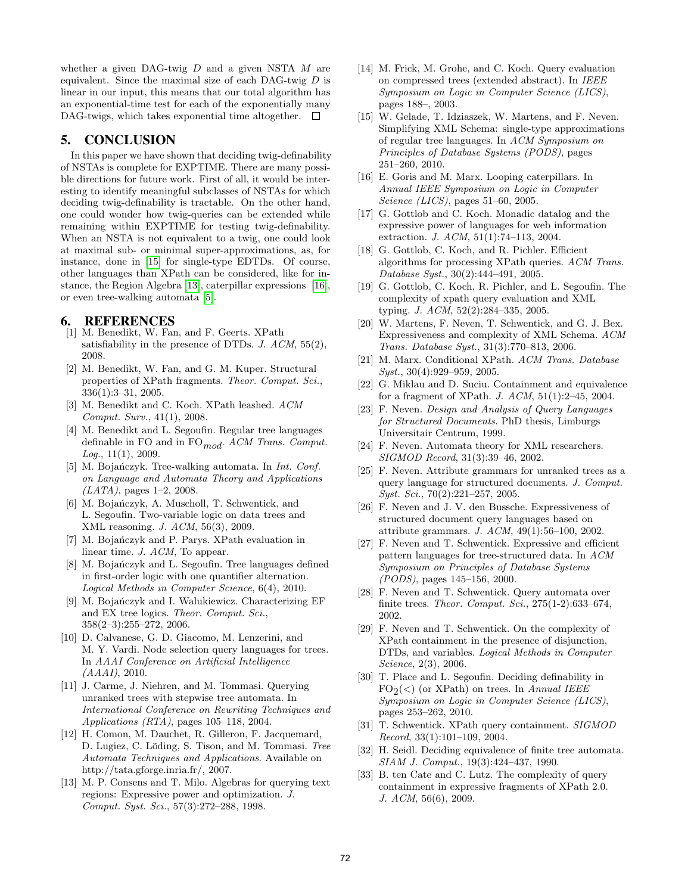whether a given DAG-twig $D$ and a given NSTA $M$ are equivalent. Since the maximal size of each DAG-twig $D$ is linear in our input, this means that our total algorithm has an exponential-time test for each of the exponentially many DAG-twigs, which takes exponential time altogether. □

## 5. CONCLUSION

In this paper we have shown that deciding twig-definability of NSTAs is complete for EXPTIME. There are many possible directions for future work. First of all, it would be interesting to identify meaningful subclasses of NSTAs for which deciding twig-definability is tractable. On the other hand, one could wonder how twig-queries can be extended while remaining within EXPTIME for testing twig-definability. When an NSTA is not equivalent to a twig, one could look at maximal sub- or minimal super-approximations, as, for instance, done in [15] for single-type EDTDs. Of course, other languages than XPath can be considered, like for instance, the Region Algebra [13], caterpillar expressions [16], or even tree-walking automata [5].

## 6. REFERENCES

[1] M. Benedikt, W. Fan, and F. Geerts. XPath satisfiability in the presence of DTDs. *J. ACM*, 55(2), 2008.

[2] M. Benedikt, W. Fan, and G. M. Kuper. Structural properties of XPath fragments. *Theor. Comput. Sci.*, 336(1):3–31, 2005.

[3] M. Benedikt and C. Koch. XPath leashed. *ACM Comput. Surv.*, 41(1), 2008.

[4] M. Benedikt and L. Segoufin. Regular tree languages definable in FO and in $\mathrm{FO}_{mod}$. *ACM Trans. Comput. Log.*, 11(1), 2009.

[5] M. Bojańczyk. Tree-walking automata. In *Int. Conf. on Language and Automata Theory and Applications (LATA)*, pages 1–2, 2008.

[6] M. Bojańczyk, A. Muscholl, T. Schwentick, and L. Segoufin. Two-variable logic on data trees and XML reasoning. *J. ACM*, 56(3), 2009.

[7] M. Bojańczyk and P. Parys. XPath evaluation in linear time. *J. ACM*, To appear.

[8] M. Bojańczyk and L. Segoufin. Tree languages defined in first-order logic with one quantifier alternation. *Logical Methods in Computer Science*, 6(4), 2010.

[9] M. Bojańczyk and I. Walukiewicz. Characterizing EF and EX tree logics. *Theor. Comput. Sci.*, 358(2–3):255–272, 2006.

[10] D. Calvanese, G. D. Giacomo, M. Lenzerini, and M. Y. Vardi. Node selection query languages for trees. In *AAAI Conference on Artificial Intelligence (AAAI)*, 2010.

[11] J. Carme, J. Niehren, and M. Tommasi. Querying unranked trees with stepwise tree automata. In *International Conference on Rewriting Techniques and Applications (RTA)*, pages 105–118, 2004.

[12] H. Comon, M. Dauchet, R. Gilleron, F. Jacquemard, D. Lugiez, C. Löding, S. Tison, and M. Tommasi. *Tree Automata Techniques and Applications*. Available on http://tata.gforge.inria.fr/, 2007.

[13] M. P. Consens and T. Milo. Algebras for querying text regions: Expressive power and optimization. *J. Comput. Syst. Sci.*, 57(3):272–288, 1998.

[14] M. Frick, M. Grohe, and C. Koch. Query evaluation on compressed trees (extended abstract). In *IEEE Symposium on Logic in Computer Science (LICS)*, pages 188–, 2003.

[15] W. Gelade, T. Idziaszek, W. Martens, and F. Neven. Simplifying XML Schema: single-type approximations of regular tree languages. In *ACM Symposium on Principles of Database Systems (PODS)*, pages 251–260, 2010.

[16] E. Goris and M. Marx. Looping caterpillars. In *Annual IEEE Symposium on Logic in Computer Science (LICS)*, pages 51–60, 2005.

[17] G. Gottlob and C. Koch. Monadic datalog and the expressive power of languages for web information extraction. *J. ACM*, 51(1):74–113, 2004.

[18] G. Gottlob, C. Koch, and R. Pichler. Efficient algorithms for processing XPath queries. *ACM Trans. Database Syst.*, 30(2):444–491, 2005.

[19] G. Gottlob, C. Koch, R. Pichler, and L. Segoufin. The complexity of xpath query evaluation and XML typing. *J. ACM*, 52(2):284–335, 2005.

[20] W. Martens, F. Neven, T. Schwentick, and G. J. Bex. Expressiveness and complexity of XML Schema. *ACM Trans. Database Syst.*, 31(3):770–813, 2006.

[21] M. Marx. Conditional XPath. *ACM Trans. Database Syst.*, 30(4):929–959, 2005.

[22] G. Miklau and D. Suciu. Containment and equivalence for a fragment of XPath. *J. ACM*, 51(1):2–45, 2004.

[23] F. Neven. *Design and Analysis of Query Languages for Structured Documents*. PhD thesis, Limburgs Universitair Centrum, 1999.

[24] F. Neven. Automata theory for XML researchers. *SIGMOD Record*, 31(3):39–46, 2002.

[25] F. Neven. Attribute grammars for unranked trees as a query language for structured documents. *J. Comput. Syst. Sci.*, 70(2):221–257, 2005.

[26] F. Neven and J. V. den Bussche. Expressiveness of structured document query languages based on attribute grammars. *J. ACM*, 49(1):56–100, 2002.

[27] F. Neven and T. Schwentick. Expressive and efficient pattern languages for tree-structured data. In *ACM Symposium on Principles of Database Systems (PODS)*, pages 145–156, 2000.

[28] F. Neven and T. Schwentick. Query automata over finite trees. *Theor. Comput. Sci.*, 275(1-2):633–674, 2002.

[29] F. Neven and T. Schwentick. On the complexity of XPath containment in the presence of disjunction, DTDs, and variables. *Logical Methods in Computer Science*, 2(3), 2006.

[30] T. Place and L. Segoufin. Deciding definability in $\mathrm{FO}_2(<)$ (or XPath) on trees. In *Annual IEEE Symposium on Logic in Computer Science (LICS)*, pages 253–262, 2010.

[31] T. Schwentick. XPath query containment. *SIGMOD Record*, 33(1):101–109, 2004.

[32] H. Seidl. Deciding equivalence of finite tree automata. *SIAM J. Comput.*, 19(3):424–437, 1990.

[33] B. ten Cate and C. Lutz. The complexity of query containment in expressive fragments of XPath 2.0. *J. ACM*, 56(6), 2009.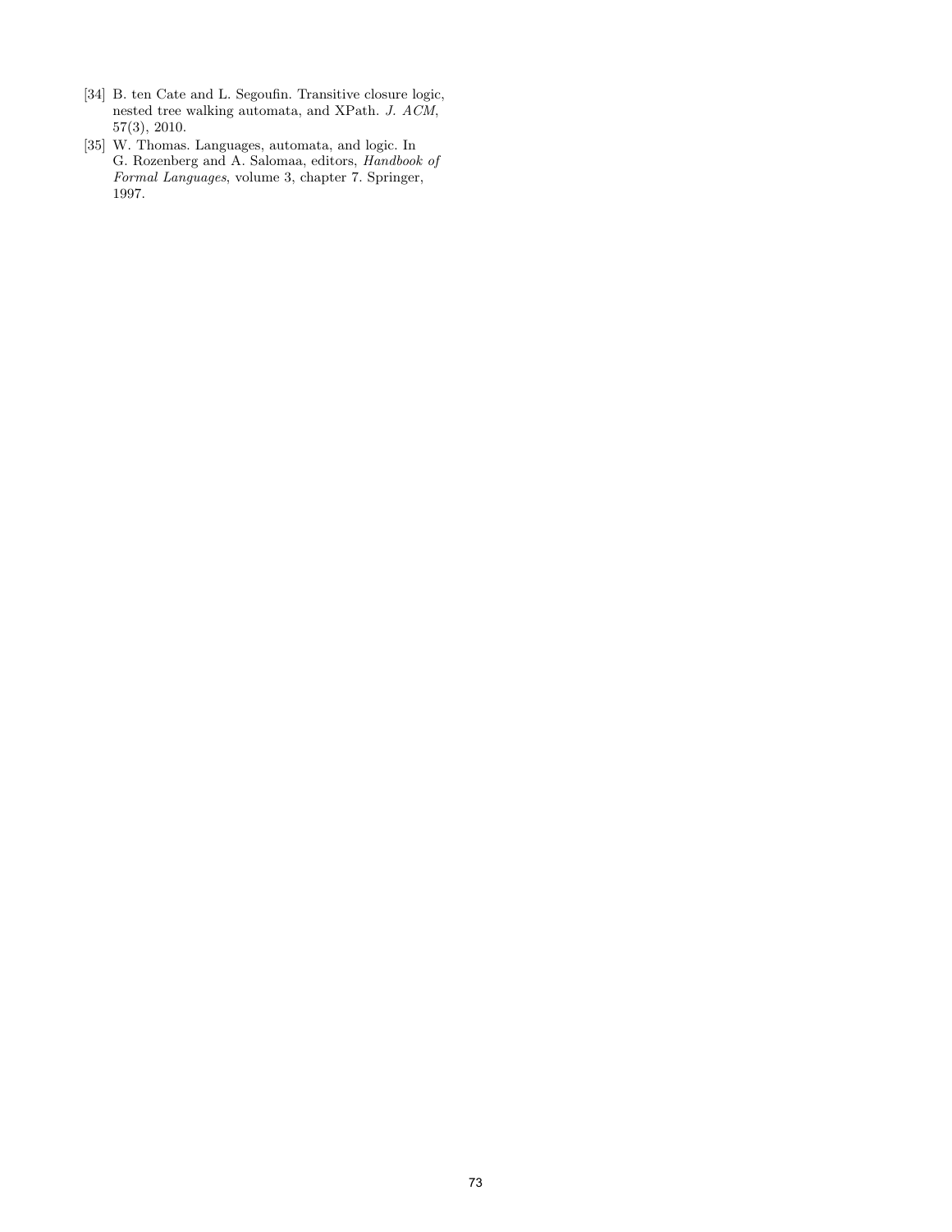[34] B. ten Cate and L. Segoufin. Transitive closure logic, nested tree walking automata, and XPath. *J. ACM*, 57(3), 2010.

[35] W. Thomas. Languages, automata, and logic. In G. Rozenberg and A. Salomaa, editors, *Handbook of Formal Languages*, volume 3, chapter 7. Springer, 1997.